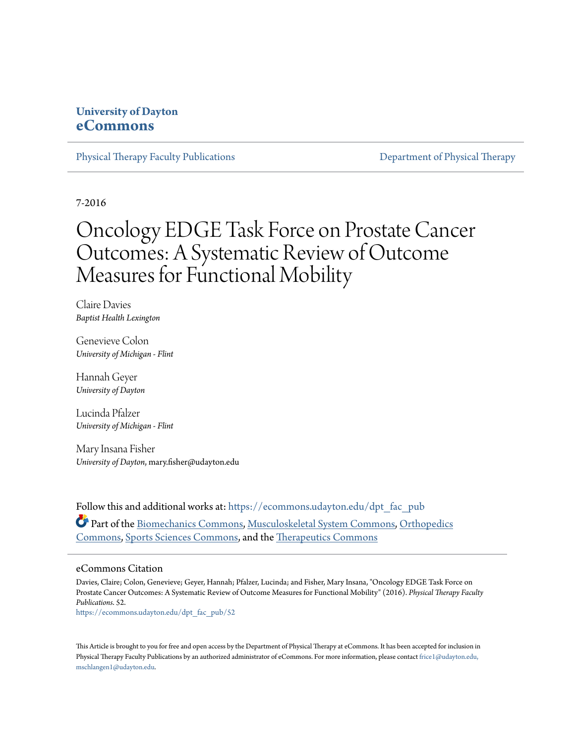University of Dayton
**eCommons**

Physical Therapy Faculty Publications | Department of Physical Therapy

7-2016

# Oncology EDGE Task Force on Prostate Cancer Outcomes: A Systematic Review of Outcome Measures for Functional Mobility

Claire Davies
*Baptist Health Lexington*

Genevieve Colon
*University of Michigan - Flint*

Hannah Geyer
*University of Dayton*

Lucinda Pfalzer
*University of Michigan - Flint*

Mary Insana Fisher
*University of Dayton*, mary.fisher@udayton.edu

Follow this and additional works at: https://ecommons.udayton.edu/dpt_fac_pub

Part of the Biomechanics Commons, Musculoskeletal System Commons, Orthopedics Commons, Sports Sciences Commons, and the Therapeutics Commons

## eCommons Citation

Davies, Claire; Colon, Genevieve; Geyer, Hannah; Pfalzer, Lucinda; and Fisher, Mary Insana, "Oncology EDGE Task Force on Prostate Cancer Outcomes: A Systematic Review of Outcome Measures for Functional Mobility" (2016). *Physical Therapy Faculty Publications*. 52.
https://ecommons.udayton.edu/dpt_fac_pub/52

This Article is brought to you for free and open access by the Department of Physical Therapy at eCommons. It has been accepted for inclusion in Physical Therapy Faculty Publications by an authorized administrator of eCommons. For more information, please contact frice1@udayton.edu, mschlangen1@udayton.edu.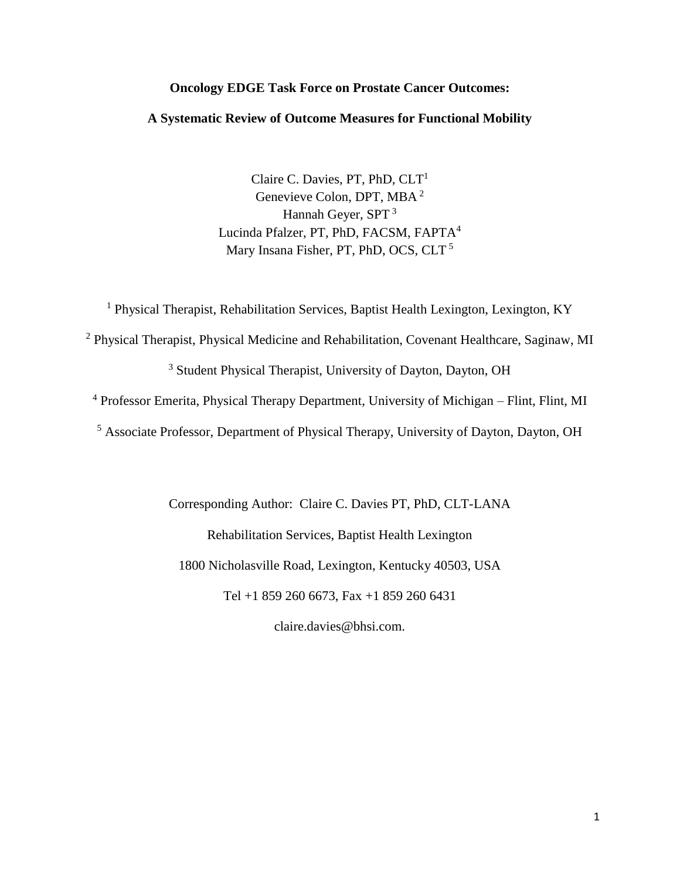**Oncology EDGE Task Force on Prostate Cancer Outcomes:**

**A Systematic Review of Outcome Measures for Functional Mobility**

Claire C. Davies, PT, PhD, CLT[1]
Genevieve Colon, DPT, MBA[2]
Hannah Geyer, SPT[3]
Lucinda Pfalzer, PT, PhD, FACSM, FAPTA[4]
Mary Insana Fisher, PT, PhD, OCS, CLT[5]

[1] Physical Therapist, Rehabilitation Services, Baptist Health Lexington, Lexington, KY

[2] Physical Therapist, Physical Medicine and Rehabilitation, Covenant Healthcare, Saginaw, MI

[3] Student Physical Therapist, University of Dayton, Dayton, OH

[4] Professor Emerita, Physical Therapy Department, University of Michigan – Flint, Flint, MI

[5] Associate Professor, Department of Physical Therapy, University of Dayton, Dayton, OH

Corresponding Author: Claire C. Davies PT, PhD, CLT-LANA

Rehabilitation Services, Baptist Health Lexington

1800 Nicholasville Road, Lexington, Kentucky 40503, USA

Tel +1 859 260 6673, Fax +1 859 260 6431

claire.davies@bhsi.com.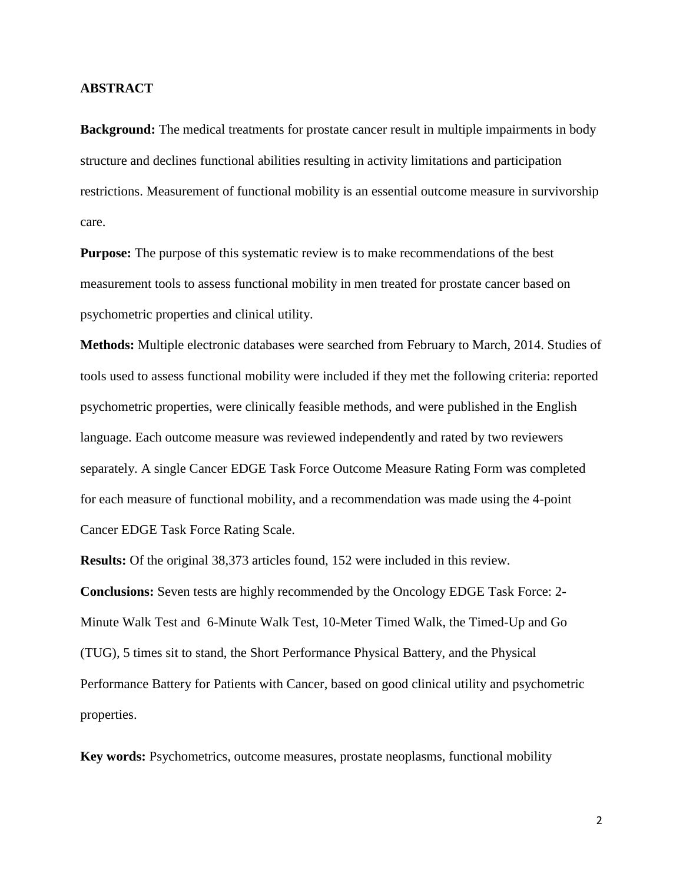## ABSTRACT

**Background:** The medical treatments for prostate cancer result in multiple impairments in body structure and declines functional abilities resulting in activity limitations and participation restrictions. Measurement of functional mobility is an essential outcome measure in survivorship care.

**Purpose:** The purpose of this systematic review is to make recommendations of the best measurement tools to assess functional mobility in men treated for prostate cancer based on psychometric properties and clinical utility.

**Methods:** Multiple electronic databases were searched from February to March, 2014. Studies of tools used to assess functional mobility were included if they met the following criteria: reported psychometric properties, were clinically feasible methods, and were published in the English language. Each outcome measure was reviewed independently and rated by two reviewers separately. A single Cancer EDGE Task Force Outcome Measure Rating Form was completed for each measure of functional mobility, and a recommendation was made using the 4-point Cancer EDGE Task Force Rating Scale.

**Results:** Of the original 38,373 articles found, 152 were included in this review.

**Conclusions:** Seven tests are highly recommended by the Oncology EDGE Task Force: 2-Minute Walk Test and 6-Minute Walk Test, 10-Meter Timed Walk, the Timed-Up and Go (TUG), 5 times sit to stand, the Short Performance Physical Battery, and the Physical Performance Battery for Patients with Cancer, based on good clinical utility and psychometric properties.

**Key words:** Psychometrics, outcome measures, prostate neoplasms, functional mobility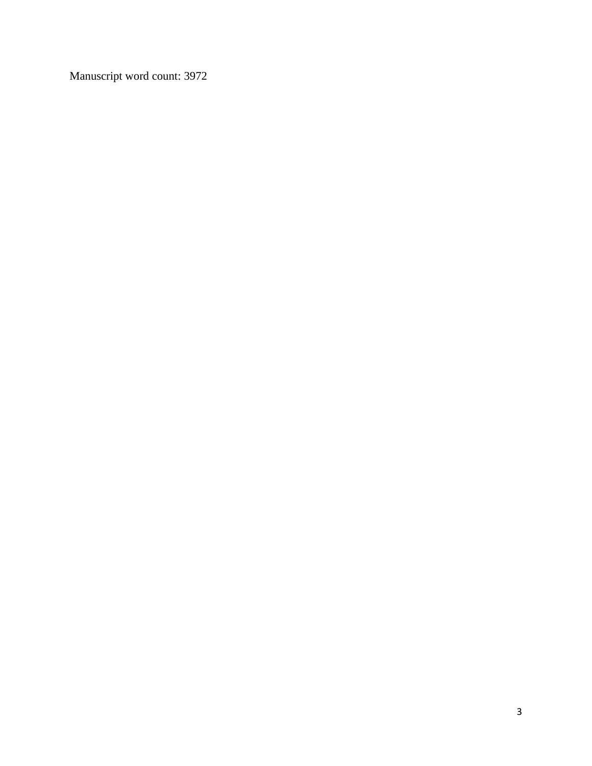Manuscript word count: 3972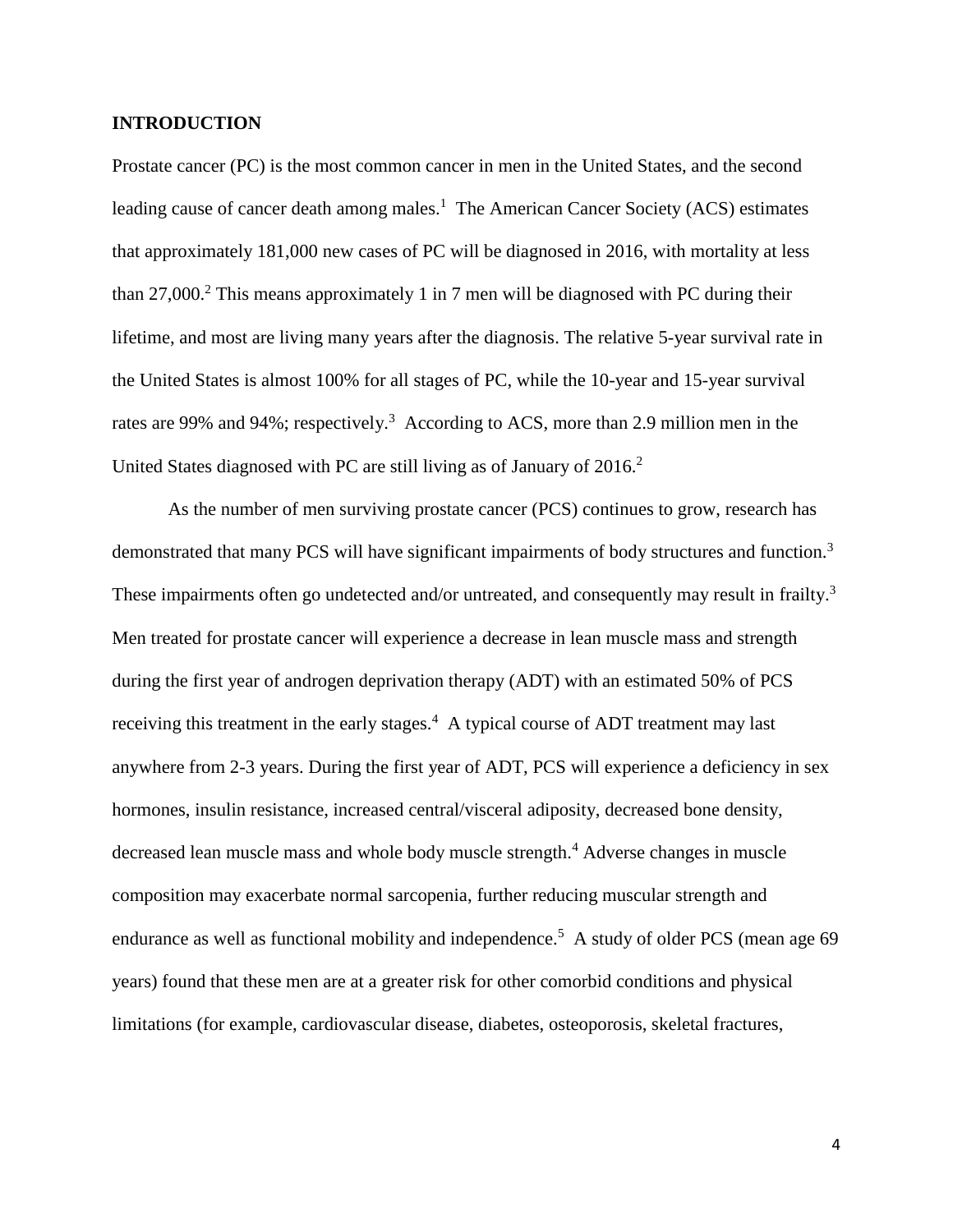## INTRODUCTION

Prostate cancer (PC) is the most common cancer in men in the United States, and the second leading cause of cancer death among males.[1] The American Cancer Society (ACS) estimates that approximately 181,000 new cases of PC will be diagnosed in 2016, with mortality at less than 27,000.[2] This means approximately 1 in 7 men will be diagnosed with PC during their lifetime, and most are living many years after the diagnosis. The relative 5-year survival rate in the United States is almost 100% for all stages of PC, while the 10-year and 15-year survival rates are 99% and 94%; respectively.[3] According to ACS, more than 2.9 million men in the United States diagnosed with PC are still living as of January of 2016.[2]

As the number of men surviving prostate cancer (PCS) continues to grow, research has demonstrated that many PCS will have significant impairments of body structures and function.[3] These impairments often go undetected and/or untreated, and consequently may result in frailty.[3] Men treated for prostate cancer will experience a decrease in lean muscle mass and strength during the first year of androgen deprivation therapy (ADT) with an estimated 50% of PCS receiving this treatment in the early stages.[4] A typical course of ADT treatment may last anywhere from 2-3 years. During the first year of ADT, PCS will experience a deficiency in sex hormones, insulin resistance, increased central/visceral adiposity, decreased bone density, decreased lean muscle mass and whole body muscle strength.[4] Adverse changes in muscle composition may exacerbate normal sarcopenia, further reducing muscular strength and endurance as well as functional mobility and independence.[5] A study of older PCS (mean age 69 years) found that these men are at a greater risk for other comorbid conditions and physical limitations (for example, cardiovascular disease, diabetes, osteoporosis, skeletal fractures,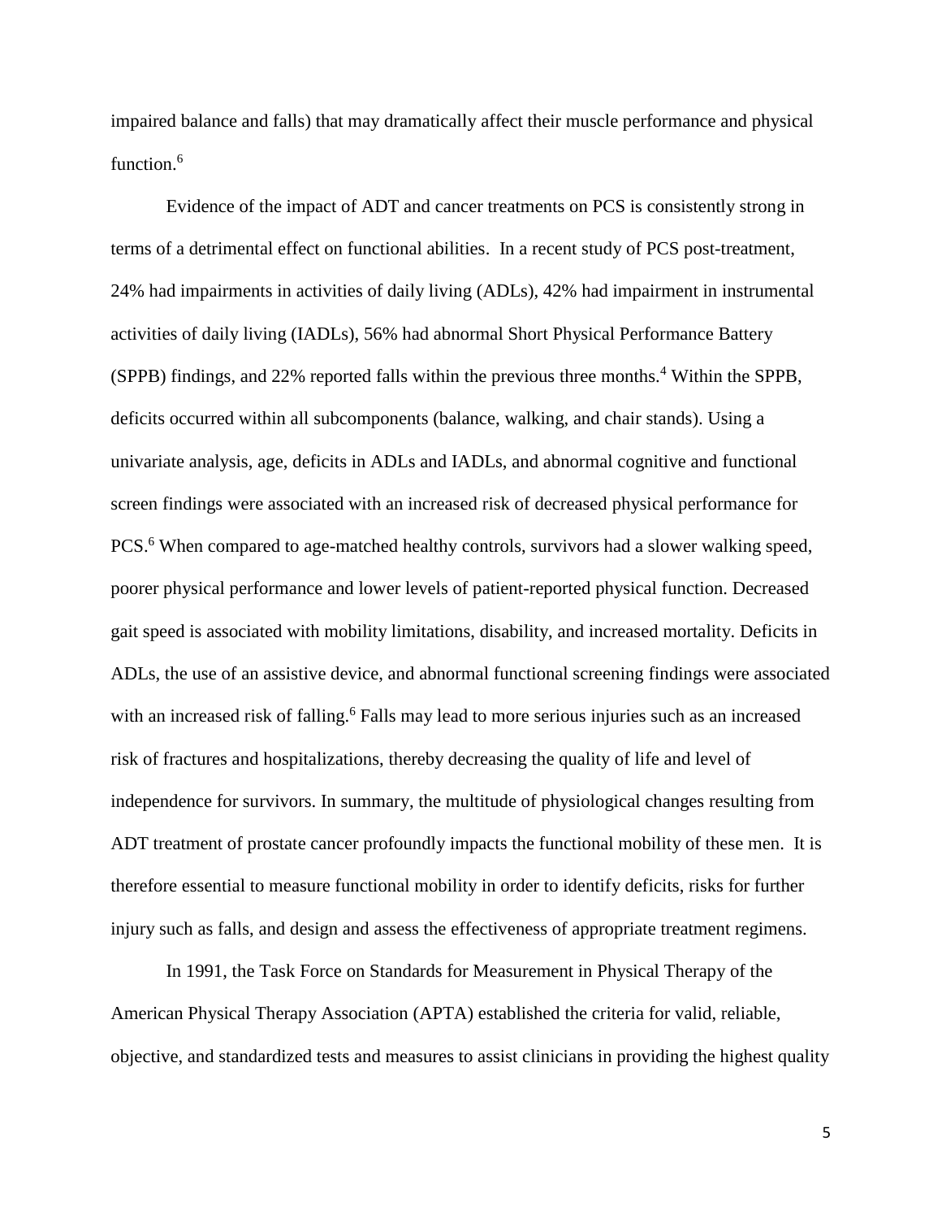impaired balance and falls) that may dramatically affect their muscle performance and physical function.[6]

Evidence of the impact of ADT and cancer treatments on PCS is consistently strong in terms of a detrimental effect on functional abilities. In a recent study of PCS post-treatment, 24% had impairments in activities of daily living (ADLs), 42% had impairment in instrumental activities of daily living (IADLs), 56% had abnormal Short Physical Performance Battery (SPPB) findings, and 22% reported falls within the previous three months.[4] Within the SPPB, deficits occurred within all subcomponents (balance, walking, and chair stands). Using a univariate analysis, age, deficits in ADLs and IADLs, and abnormal cognitive and functional screen findings were associated with an increased risk of decreased physical performance for PCS.[6] When compared to age-matched healthy controls, survivors had a slower walking speed, poorer physical performance and lower levels of patient-reported physical function. Decreased gait speed is associated with mobility limitations, disability, and increased mortality. Deficits in ADLs, the use of an assistive device, and abnormal functional screening findings were associated with an increased risk of falling.[6] Falls may lead to more serious injuries such as an increased risk of fractures and hospitalizations, thereby decreasing the quality of life and level of independence for survivors. In summary, the multitude of physiological changes resulting from ADT treatment of prostate cancer profoundly impacts the functional mobility of these men. It is therefore essential to measure functional mobility in order to identify deficits, risks for further injury such as falls, and design and assess the effectiveness of appropriate treatment regimens.

In 1991, the Task Force on Standards for Measurement in Physical Therapy of the American Physical Therapy Association (APTA) established the criteria for valid, reliable, objective, and standardized tests and measures to assist clinicians in providing the highest quality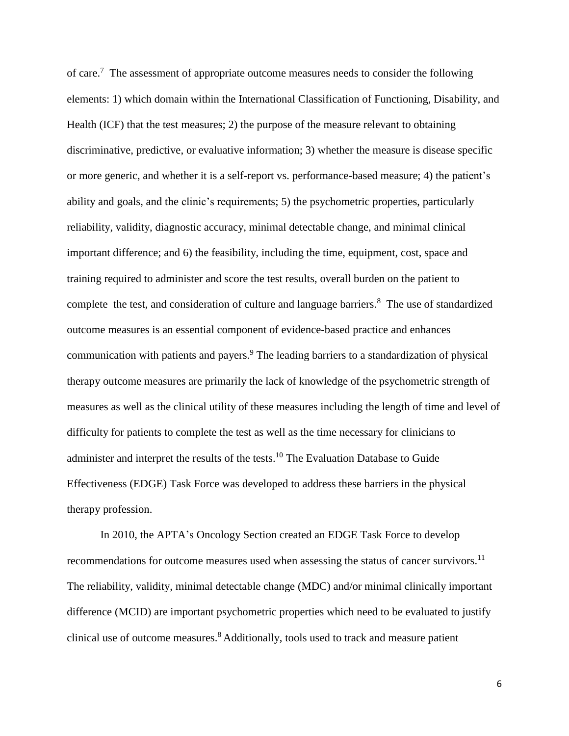of care.[7] The assessment of appropriate outcome measures needs to consider the following elements: 1) which domain within the International Classification of Functioning, Disability, and Health (ICF) that the test measures; 2) the purpose of the measure relevant to obtaining discriminative, predictive, or evaluative information; 3) whether the measure is disease specific or more generic, and whether it is a self-report vs. performance-based measure; 4) the patient's ability and goals, and the clinic's requirements; 5) the psychometric properties, particularly reliability, validity, diagnostic accuracy, minimal detectable change, and minimal clinical important difference; and 6) the feasibility, including the time, equipment, cost, space and training required to administer and score the test results, overall burden on the patient to complete the test, and consideration of culture and language barriers.[8] The use of standardized outcome measures is an essential component of evidence-based practice and enhances communication with patients and payers.[9] The leading barriers to a standardization of physical therapy outcome measures are primarily the lack of knowledge of the psychometric strength of measures as well as the clinical utility of these measures including the length of time and level of difficulty for patients to complete the test as well as the time necessary for clinicians to administer and interpret the results of the tests.[10] The Evaluation Database to Guide Effectiveness (EDGE) Task Force was developed to address these barriers in the physical therapy profession.

In 2010, the APTA's Oncology Section created an EDGE Task Force to develop recommendations for outcome measures used when assessing the status of cancer survivors.[11] The reliability, validity, minimal detectable change (MDC) and/or minimal clinically important difference (MCID) are important psychometric properties which need to be evaluated to justify clinical use of outcome measures.[8] Additionally, tools used to track and measure patient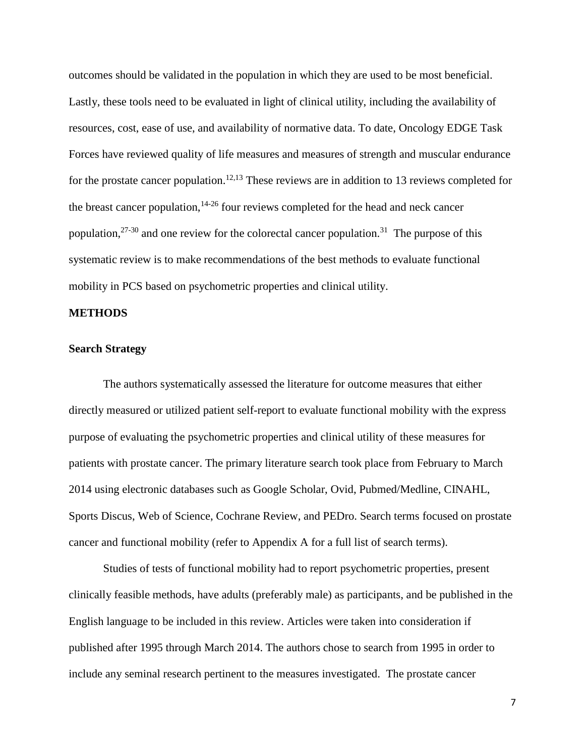outcomes should be validated in the population in which they are used to be most beneficial. Lastly, these tools need to be evaluated in light of clinical utility, including the availability of resources, cost, ease of use, and availability of normative data. To date, Oncology EDGE Task Forces have reviewed quality of life measures and measures of strength and muscular endurance for the prostate cancer population.[12,13] These reviews are in addition to 13 reviews completed for the breast cancer population,[14-26] four reviews completed for the head and neck cancer population,[27-30] and one review for the colorectal cancer population.[31] The purpose of this systematic review is to make recommendations of the best methods to evaluate functional mobility in PCS based on psychometric properties and clinical utility.

## METHODS

### Search Strategy

The authors systematically assessed the literature for outcome measures that either directly measured or utilized patient self-report to evaluate functional mobility with the express purpose of evaluating the psychometric properties and clinical utility of these measures for patients with prostate cancer. The primary literature search took place from February to March 2014 using electronic databases such as Google Scholar, Ovid, Pubmed/Medline, CINAHL, Sports Discus, Web of Science, Cochrane Review, and PEDro. Search terms focused on prostate cancer and functional mobility (refer to Appendix A for a full list of search terms).

Studies of tests of functional mobility had to report psychometric properties, present clinically feasible methods, have adults (preferably male) as participants, and be published in the English language to be included in this review. Articles were taken into consideration if published after 1995 through March 2014. The authors chose to search from 1995 in order to include any seminal research pertinent to the measures investigated. The prostate cancer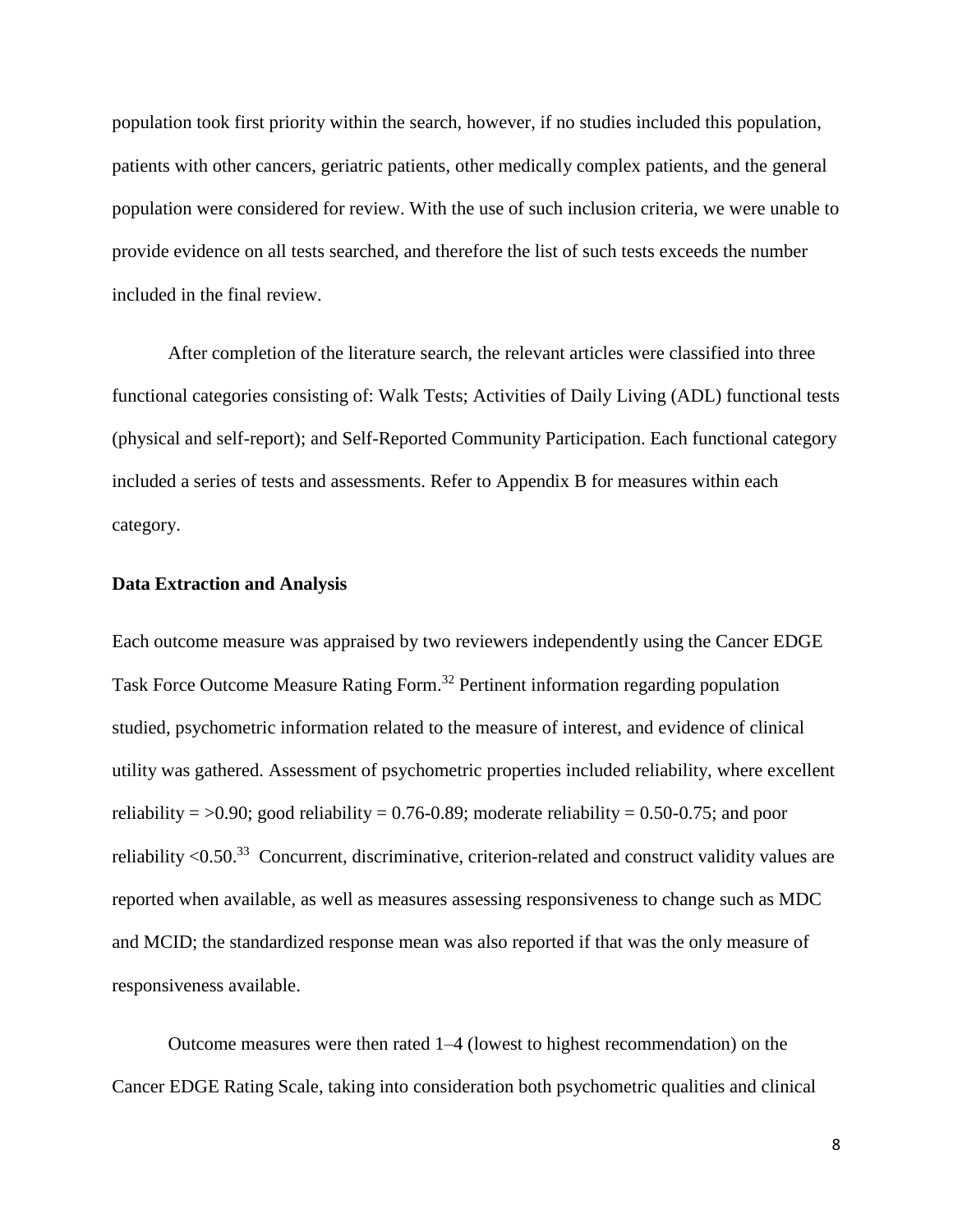population took first priority within the search, however, if no studies included this population, patients with other cancers, geriatric patients, other medically complex patients, and the general population were considered for review. With the use of such inclusion criteria, we were unable to provide evidence on all tests searched, and therefore the list of such tests exceeds the number included in the final review.

After completion of the literature search, the relevant articles were classified into three functional categories consisting of: Walk Tests; Activities of Daily Living (ADL) functional tests (physical and self-report); and Self-Reported Community Participation. Each functional category included a series of tests and assessments. Refer to Appendix B for measures within each category.

**Data Extraction and Analysis**

Each outcome measure was appraised by two reviewers independently using the Cancer EDGE Task Force Outcome Measure Rating Form.[32] Pertinent information regarding population studied, psychometric information related to the measure of interest, and evidence of clinical utility was gathered. Assessment of psychometric properties included reliability, where excellent reliability = >0.90; good reliability = 0.76-0.89; moderate reliability = 0.50-0.75; and poor reliability <0.50.[33] Concurrent, discriminative, criterion-related and construct validity values are reported when available, as well as measures assessing responsiveness to change such as MDC and MCID; the standardized response mean was also reported if that was the only measure of responsiveness available.

Outcome measures were then rated 1–4 (lowest to highest recommendation) on the Cancer EDGE Rating Scale, taking into consideration both psychometric qualities and clinical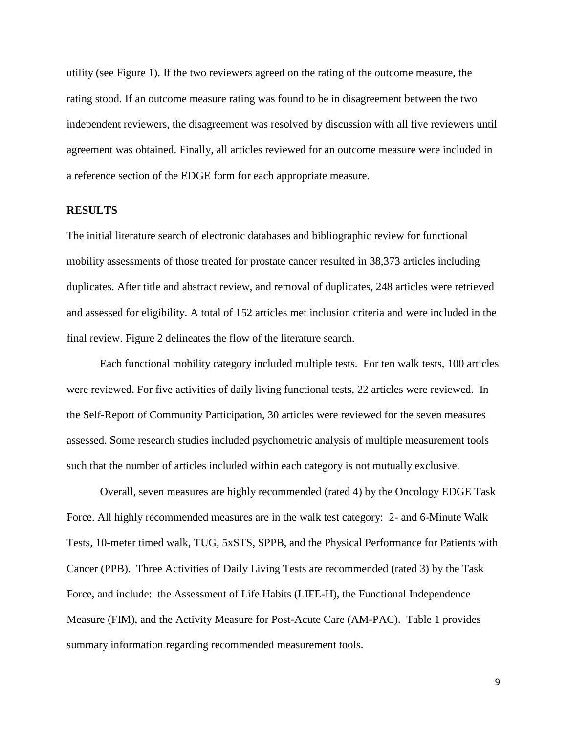utility (see Figure 1). If the two reviewers agreed on the rating of the outcome measure, the rating stood. If an outcome measure rating was found to be in disagreement between the two independent reviewers, the disagreement was resolved by discussion with all five reviewers until agreement was obtained. Finally, all articles reviewed for an outcome measure were included in a reference section of the EDGE form for each appropriate measure.

**RESULTS**

The initial literature search of electronic databases and bibliographic review for functional mobility assessments of those treated for prostate cancer resulted in 38,373 articles including duplicates. After title and abstract review, and removal of duplicates, 248 articles were retrieved and assessed for eligibility. A total of 152 articles met inclusion criteria and were included in the final review. Figure 2 delineates the flow of the literature search.

Each functional mobility category included multiple tests. For ten walk tests, 100 articles were reviewed. For five activities of daily living functional tests, 22 articles were reviewed. In the Self-Report of Community Participation, 30 articles were reviewed for the seven measures assessed. Some research studies included psychometric analysis of multiple measurement tools such that the number of articles included within each category is not mutually exclusive.

Overall, seven measures are highly recommended (rated 4) by the Oncology EDGE Task Force. All highly recommended measures are in the walk test category: 2- and 6-Minute Walk Tests, 10-meter timed walk, TUG, 5xSTS, SPPB, and the Physical Performance for Patients with Cancer (PPB). Three Activities of Daily Living Tests are recommended (rated 3) by the Task Force, and include: the Assessment of Life Habits (LIFE-H), the Functional Independence Measure (FIM), and the Activity Measure for Post-Acute Care (AM-PAC). Table 1 provides summary information regarding recommended measurement tools.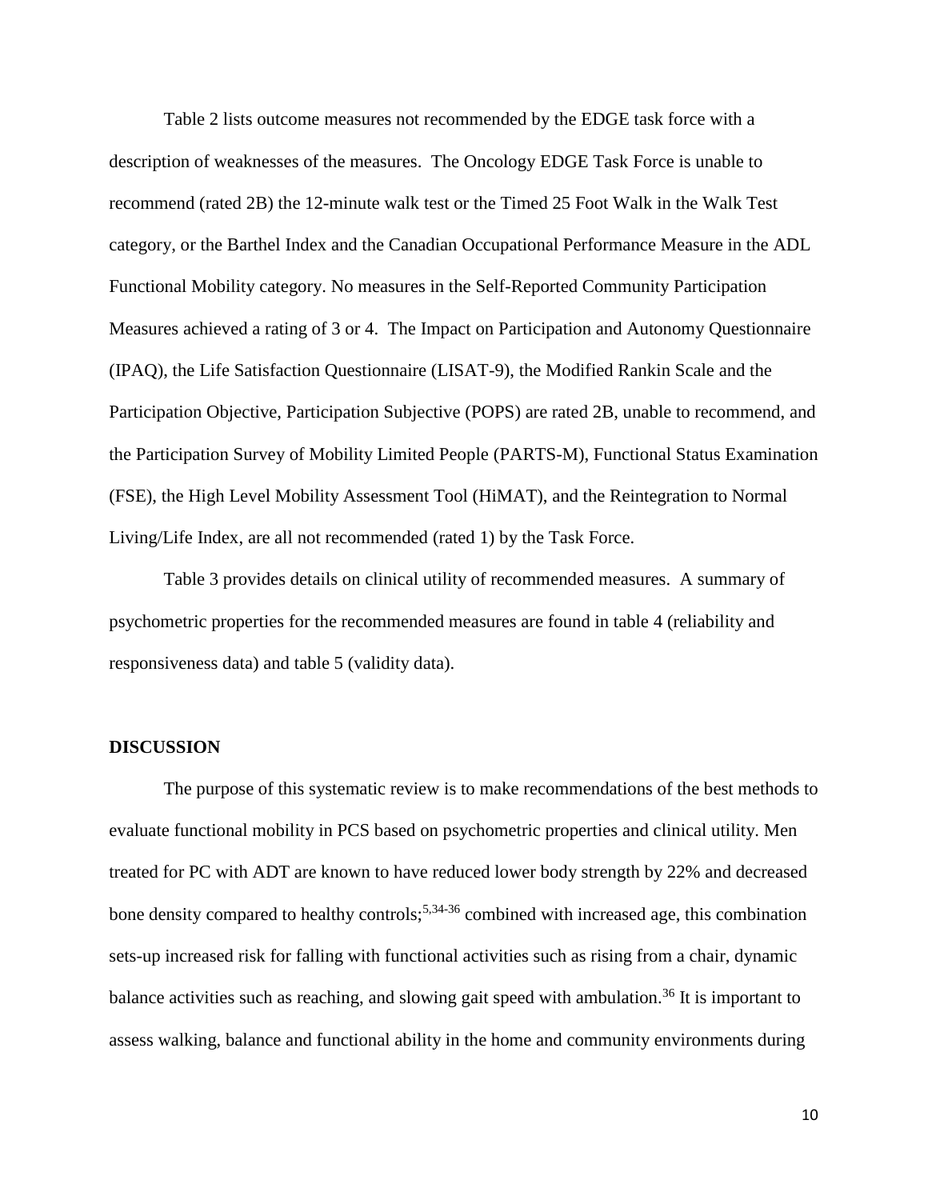Table 2 lists outcome measures not recommended by the EDGE task force with a description of weaknesses of the measures. The Oncology EDGE Task Force is unable to recommend (rated 2B) the 12-minute walk test or the Timed 25 Foot Walk in the Walk Test category, or the Barthel Index and the Canadian Occupational Performance Measure in the ADL Functional Mobility category. No measures in the Self-Reported Community Participation Measures achieved a rating of 3 or 4. The Impact on Participation and Autonomy Questionnaire (IPAQ), the Life Satisfaction Questionnaire (LISAT-9), the Modified Rankin Scale and the Participation Objective, Participation Subjective (POPS) are rated 2B, unable to recommend, and the Participation Survey of Mobility Limited People (PARTS-M), Functional Status Examination (FSE), the High Level Mobility Assessment Tool (HiMAT), and the Reintegration to Normal Living/Life Index, are all not recommended (rated 1) by the Task Force.

Table 3 provides details on clinical utility of recommended measures. A summary of psychometric properties for the recommended measures are found in table 4 (reliability and responsiveness data) and table 5 (validity data).

## DISCUSSION

The purpose of this systematic review is to make recommendations of the best methods to evaluate functional mobility in PCS based on psychometric properties and clinical utility. Men treated for PC with ADT are known to have reduced lower body strength by 22% and decreased bone density compared to healthy controls;[5,34-36] combined with increased age, this combination sets-up increased risk for falling with functional activities such as rising from a chair, dynamic balance activities such as reaching, and slowing gait speed with ambulation.[36] It is important to assess walking, balance and functional ability in the home and community environments during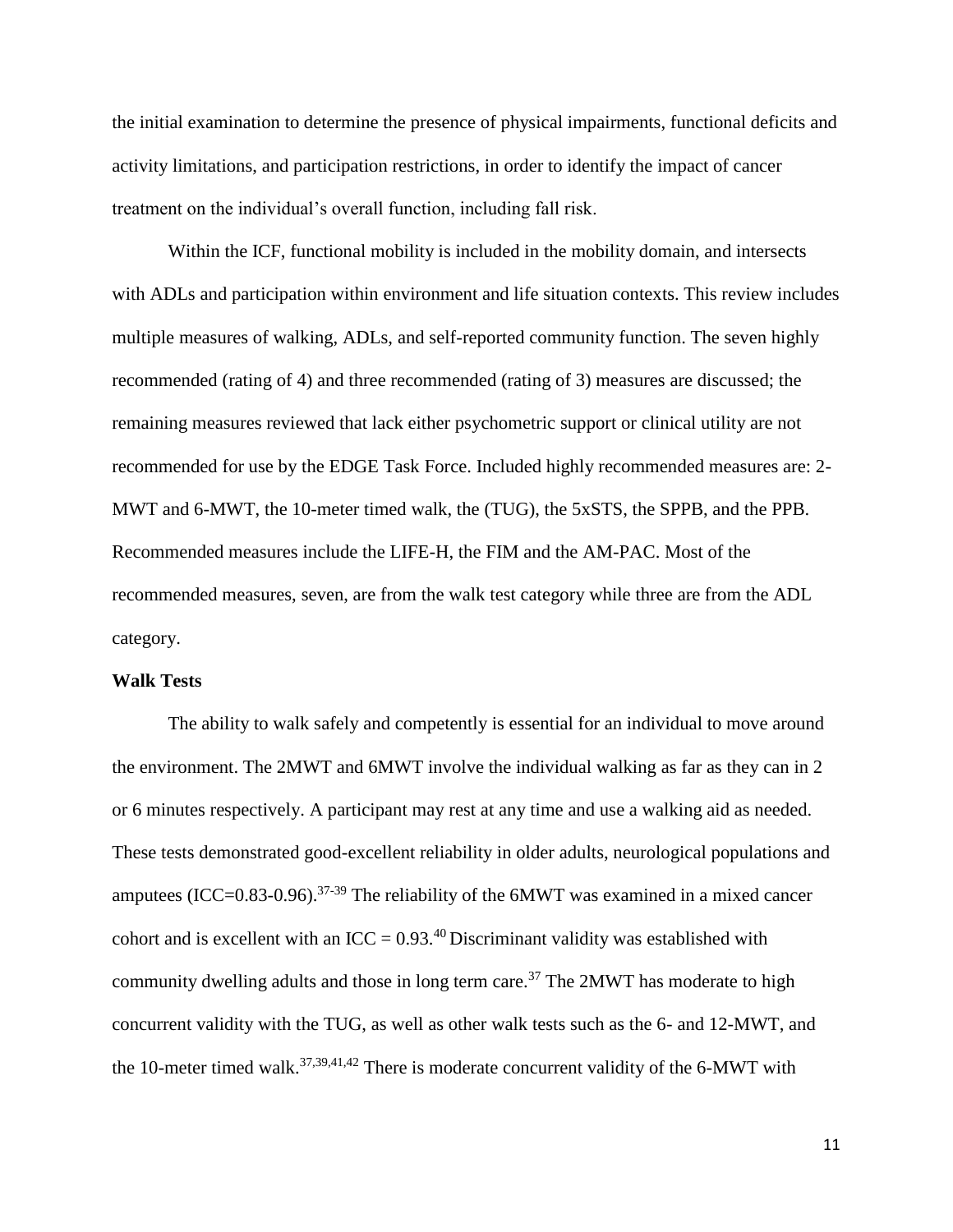the initial examination to determine the presence of physical impairments, functional deficits and activity limitations, and participation restrictions, in order to identify the impact of cancer treatment on the individual's overall function, including fall risk.

Within the ICF, functional mobility is included in the mobility domain, and intersects with ADLs and participation within environment and life situation contexts. This review includes multiple measures of walking, ADLs, and self-reported community function. The seven highly recommended (rating of 4) and three recommended (rating of 3) measures are discussed; the remaining measures reviewed that lack either psychometric support or clinical utility are not recommended for use by the EDGE Task Force. Included highly recommended measures are: 2-MWT and 6-MWT, the 10-meter timed walk, the (TUG), the 5xSTS, the SPPB, and the PPB. Recommended measures include the LIFE-H, the FIM and the AM-PAC. Most of the recommended measures, seven, are from the walk test category while three are from the ADL category.

**Walk Tests**

The ability to walk safely and competently is essential for an individual to move around the environment. The 2MWT and 6MWT involve the individual walking as far as they can in 2 or 6 minutes respectively. A participant may rest at any time and use a walking aid as needed. These tests demonstrated good-excellent reliability in older adults, neurological populations and amputees (ICC=0.83-0.96).[37-39] The reliability of the 6MWT was examined in a mixed cancer cohort and is excellent with an ICC = 0.93.[40] Discriminant validity was established with community dwelling adults and those in long term care.[37] The 2MWT has moderate to high concurrent validity with the TUG, as well as other walk tests such as the 6- and 12-MWT, and the 10-meter timed walk.[37,39,41,42] There is moderate concurrent validity of the 6-MWT with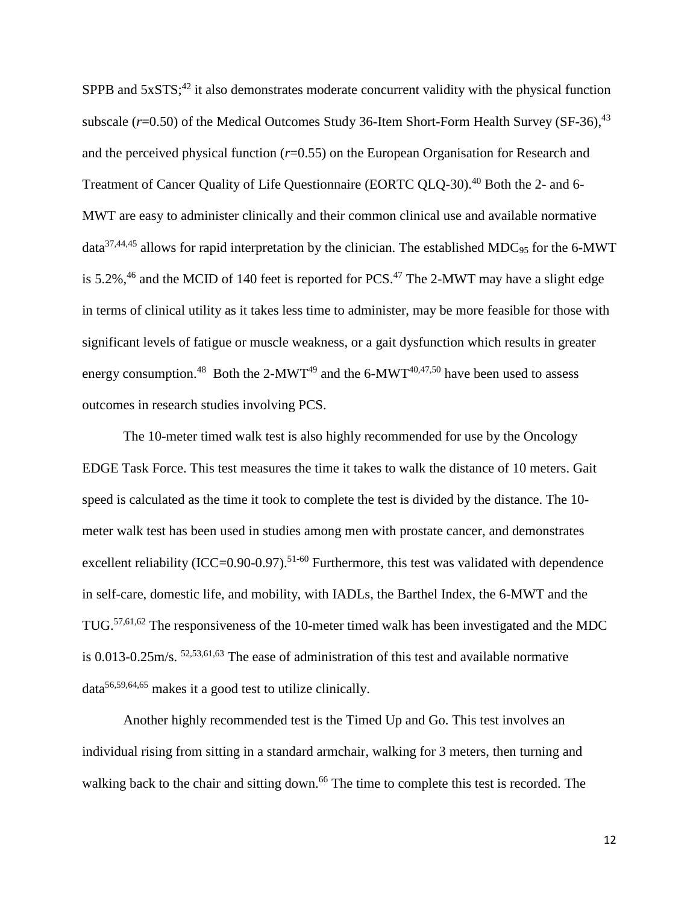SPPB and 5xSTS;[42] it also demonstrates moderate concurrent validity with the physical function subscale (*r*=0.50) of the Medical Outcomes Study 36-Item Short-Form Health Survey (SF-36),[43] and the perceived physical function (*r*=0.55) on the European Organisation for Research and Treatment of Cancer Quality of Life Questionnaire (EORTC QLQ-30).[40] Both the 2- and 6-MWT are easy to administer clinically and their common clinical use and available normative data[37,44,45] allows for rapid interpretation by the clinician. The established $MDC_{95}$ for the 6-MWT is 5.2%,[46] and the MCID of 140 feet is reported for PCS.[47] The 2-MWT may have a slight edge in terms of clinical utility as it takes less time to administer, may be more feasible for those with significant levels of fatigue or muscle weakness, or a gait dysfunction which results in greater energy consumption.[48] Both the 2-MWT[49] and the 6-MWT[40,47,50] have been used to assess outcomes in research studies involving PCS.

The 10-meter timed walk test is also highly recommended for use by the Oncology EDGE Task Force. This test measures the time it takes to walk the distance of 10 meters. Gait speed is calculated as the time it took to complete the test is divided by the distance. The 10-meter walk test has been used in studies among men with prostate cancer, and demonstrates excellent reliability (ICC=0.90-0.97).[51-60] Furthermore, this test was validated with dependence in self-care, domestic life, and mobility, with IADLs, the Barthel Index, the 6-MWT and the TUG.[57,61,62] The responsiveness of the 10-meter timed walk has been investigated and the MDC is 0.013-0.25m/s. [52,53,61,63] The ease of administration of this test and available normative data[56,59,64,65] makes it a good test to utilize clinically.

Another highly recommended test is the Timed Up and Go. This test involves an individual rising from sitting in a standard armchair, walking for 3 meters, then turning and walking back to the chair and sitting down.[66] The time to complete this test is recorded. The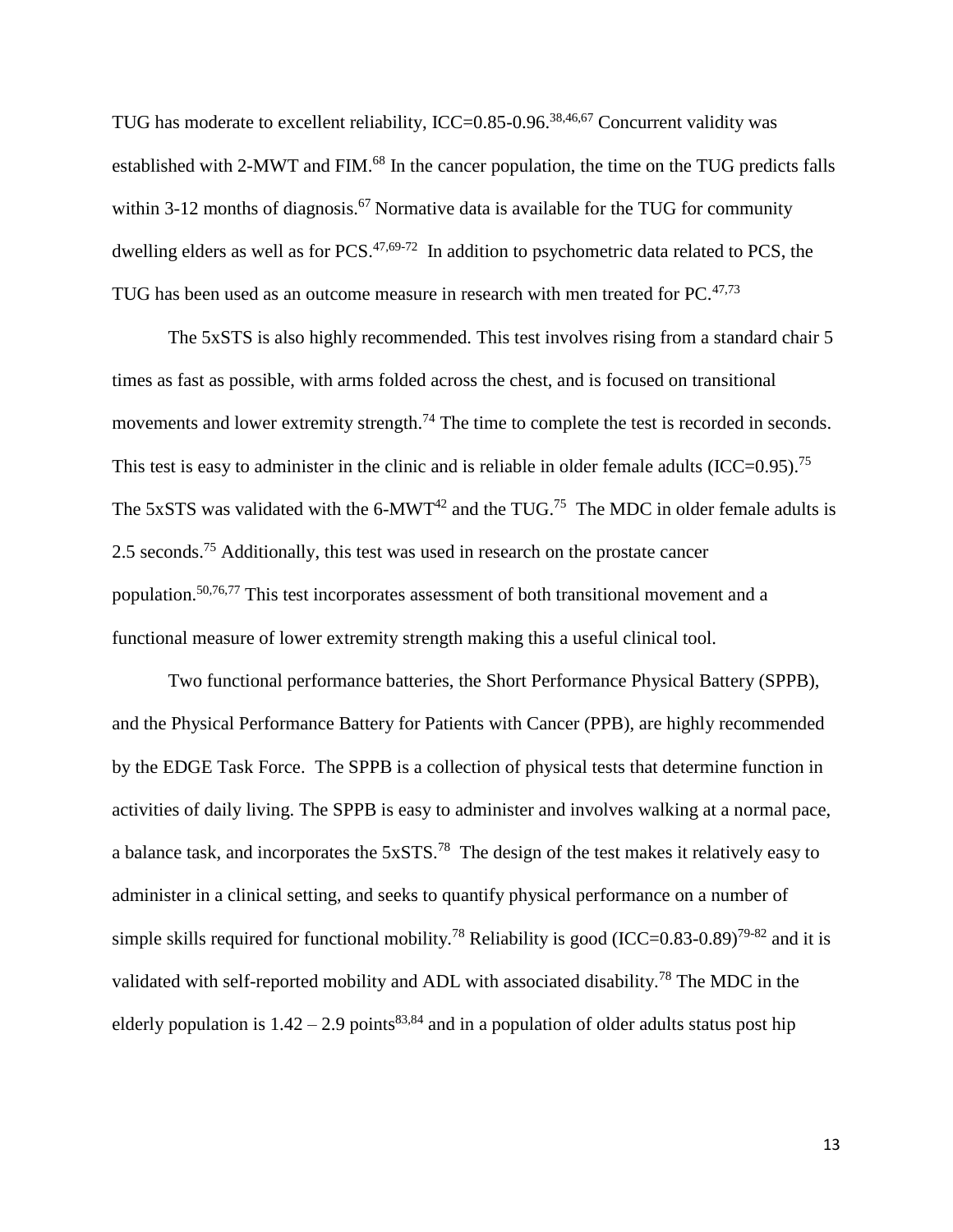TUG has moderate to excellent reliability, ICC=0.85-0.96.[38,46,67] Concurrent validity was established with 2-MWT and FIM.[68] In the cancer population, the time on the TUG predicts falls within 3-12 months of diagnosis.[67] Normative data is available for the TUG for community dwelling elders as well as for PCS.[47,69-72] In addition to psychometric data related to PCS, the TUG has been used as an outcome measure in research with men treated for PC.[47,73]

The 5xSTS is also highly recommended. This test involves rising from a standard chair 5 times as fast as possible, with arms folded across the chest, and is focused on transitional movements and lower extremity strength.[74] The time to complete the test is recorded in seconds. This test is easy to administer in the clinic and is reliable in older female adults (ICC=0.95).[75] The 5xSTS was validated with the 6-MWT[42] and the TUG.[75] The MDC in older female adults is 2.5 seconds.[75] Additionally, this test was used in research on the prostate cancer population.[50,76,77] This test incorporates assessment of both transitional movement and a functional measure of lower extremity strength making this a useful clinical tool.

Two functional performance batteries, the Short Performance Physical Battery (SPPB), and the Physical Performance Battery for Patients with Cancer (PPB), are highly recommended by the EDGE Task Force. The SPPB is a collection of physical tests that determine function in activities of daily living. The SPPB is easy to administer and involves walking at a normal pace, a balance task, and incorporates the 5xSTS.[78] The design of the test makes it relatively easy to administer in a clinical setting, and seeks to quantify physical performance on a number of simple skills required for functional mobility.[78] Reliability is good (ICC=0.83-0.89)[79-82] and it is validated with self-reported mobility and ADL with associated disability.[78] The MDC in the elderly population is 1.42 – 2.9 points[83,84] and in a population of older adults status post hip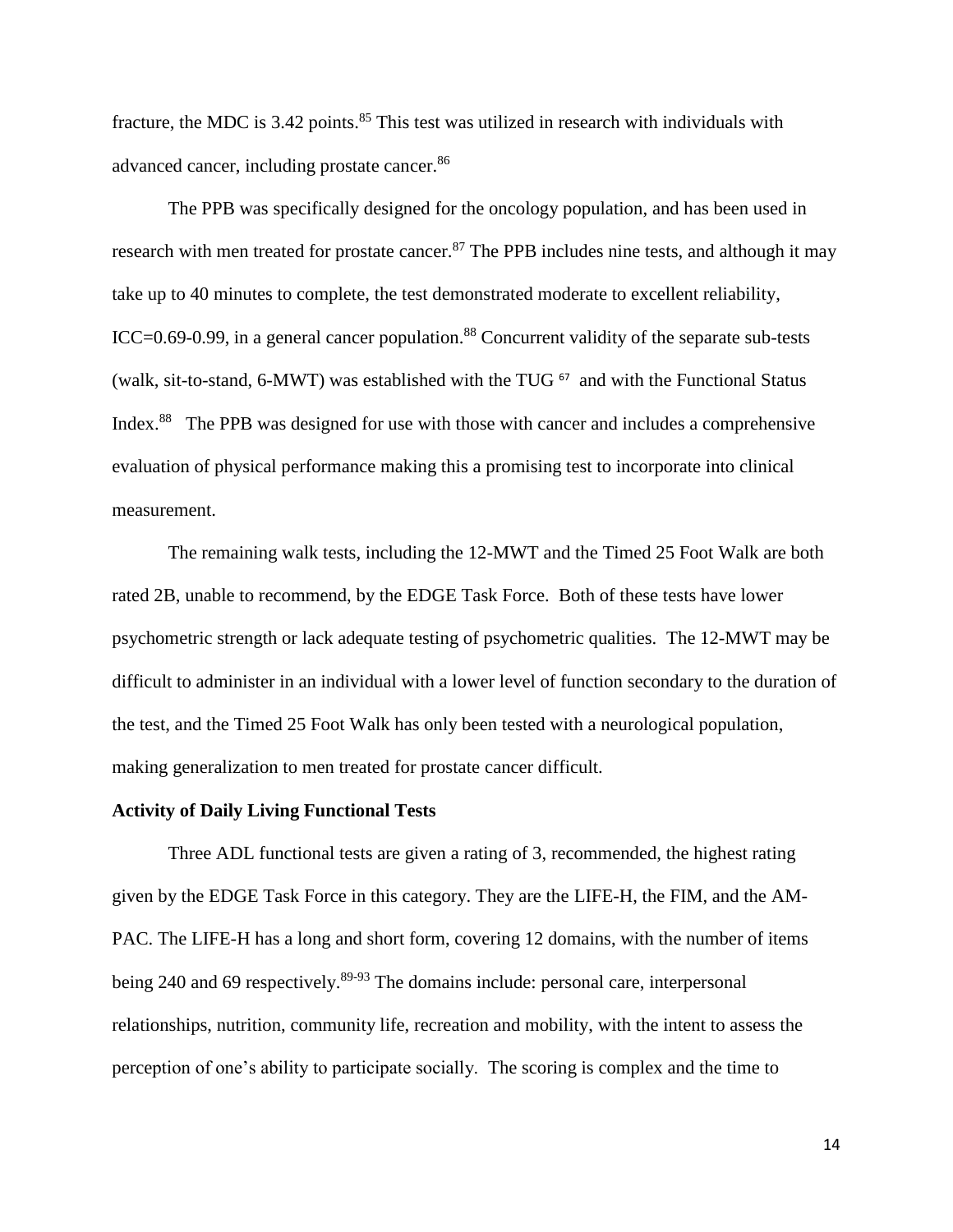fracture, the MDC is 3.42 points.[85] This test was utilized in research with individuals with advanced cancer, including prostate cancer.[86]

The PPB was specifically designed for the oncology population, and has been used in research with men treated for prostate cancer.[87] The PPB includes nine tests, and although it may take up to 40 minutes to complete, the test demonstrated moderate to excellent reliability, ICC=0.69-0.99, in a general cancer population.[88] Concurrent validity of the separate sub-tests (walk, sit-to-stand, 6-MWT) was established with the TUG [67] and with the Functional Status Index.[88] The PPB was designed for use with those with cancer and includes a comprehensive evaluation of physical performance making this a promising test to incorporate into clinical measurement.

The remaining walk tests, including the 12-MWT and the Timed 25 Foot Walk are both rated 2B, unable to recommend, by the EDGE Task Force. Both of these tests have lower psychometric strength or lack adequate testing of psychometric qualities. The 12-MWT may be difficult to administer in an individual with a lower level of function secondary to the duration of the test, and the Timed 25 Foot Walk has only been tested with a neurological population, making generalization to men treated for prostate cancer difficult.

**Activity of Daily Living Functional Tests**

Three ADL functional tests are given a rating of 3, recommended, the highest rating given by the EDGE Task Force in this category. They are the LIFE-H, the FIM, and the AM-PAC. The LIFE-H has a long and short form, covering 12 domains, with the number of items being 240 and 69 respectively.[89-93] The domains include: personal care, interpersonal relationships, nutrition, community life, recreation and mobility, with the intent to assess the perception of one's ability to participate socially. The scoring is complex and the time to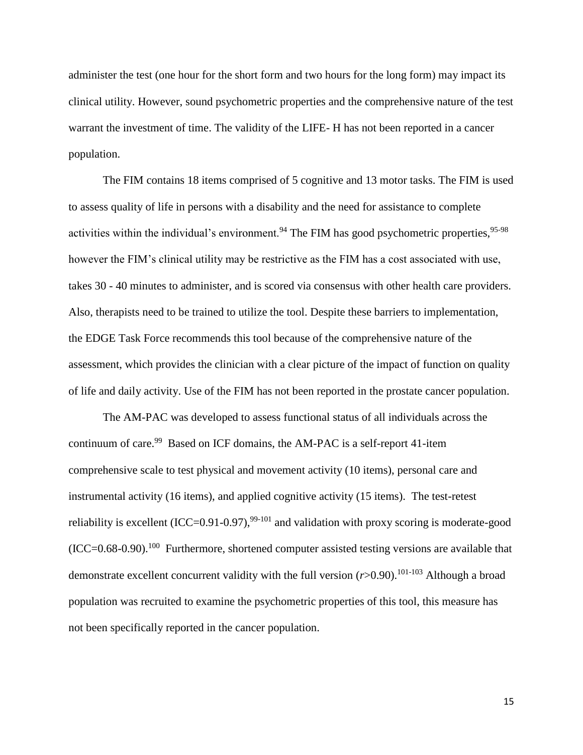administer the test (one hour for the short form and two hours for the long form) may impact its clinical utility. However, sound psychometric properties and the comprehensive nature of the test warrant the investment of time. The validity of the LIFE- H has not been reported in a cancer population.

The FIM contains 18 items comprised of 5 cognitive and 13 motor tasks. The FIM is used to assess quality of life in persons with a disability and the need for assistance to complete activities within the individual's environment.[94] The FIM has good psychometric properties,[95-98] however the FIM's clinical utility may be restrictive as the FIM has a cost associated with use, takes 30 - 40 minutes to administer, and is scored via consensus with other health care providers. Also, therapists need to be trained to utilize the tool. Despite these barriers to implementation, the EDGE Task Force recommends this tool because of the comprehensive nature of the assessment, which provides the clinician with a clear picture of the impact of function on quality of life and daily activity. Use of the FIM has not been reported in the prostate cancer population.

The AM-PAC was developed to assess functional status of all individuals across the continuum of care.[99] Based on ICF domains, the AM-PAC is a self-report 41-item comprehensive scale to test physical and movement activity (10 items), personal care and instrumental activity (16 items), and applied cognitive activity (15 items). The test-retest reliability is excellent (ICC=0.91-0.97),[99-101] and validation with proxy scoring is moderate-good (ICC=0.68-0.90).[100] Furthermore, shortened computer assisted testing versions are available that demonstrate excellent concurrent validity with the full version ($r$>0.90).[101-103] Although a broad population was recruited to examine the psychometric properties of this tool, this measure has not been specifically reported in the cancer population.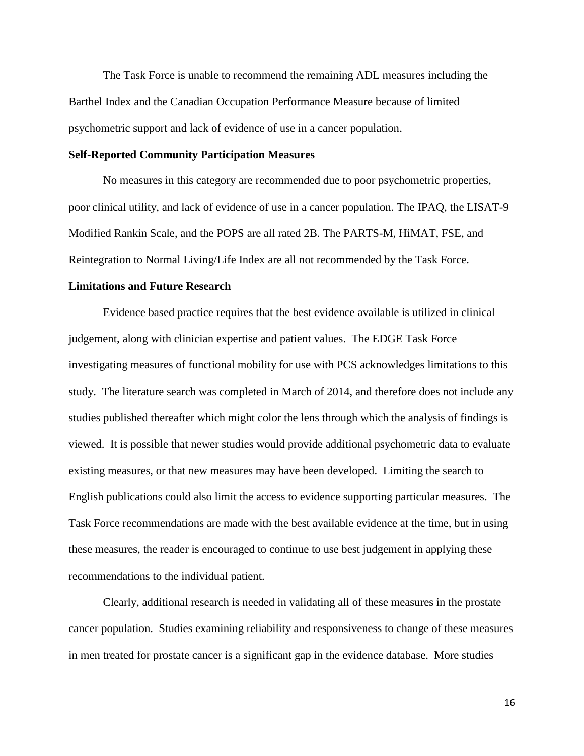The Task Force is unable to recommend the remaining ADL measures including the Barthel Index and the Canadian Occupation Performance Measure because of limited psychometric support and lack of evidence of use in a cancer population.

**Self-Reported Community Participation Measures**

No measures in this category are recommended due to poor psychometric properties, poor clinical utility, and lack of evidence of use in a cancer population. The IPAQ, the LISAT-9 Modified Rankin Scale, and the POPS are all rated 2B. The PARTS-M, HiMAT, FSE, and Reintegration to Normal Living/Life Index are all not recommended by the Task Force.

**Limitations and Future Research**

Evidence based practice requires that the best evidence available is utilized in clinical judgement, along with clinician expertise and patient values. The EDGE Task Force investigating measures of functional mobility for use with PCS acknowledges limitations to this study. The literature search was completed in March of 2014, and therefore does not include any studies published thereafter which might color the lens through which the analysis of findings is viewed. It is possible that newer studies would provide additional psychometric data to evaluate existing measures, or that new measures may have been developed. Limiting the search to English publications could also limit the access to evidence supporting particular measures. The Task Force recommendations are made with the best available evidence at the time, but in using these measures, the reader is encouraged to continue to use best judgement in applying these recommendations to the individual patient.

Clearly, additional research is needed in validating all of these measures in the prostate cancer population. Studies examining reliability and responsiveness to change of these measures in men treated for prostate cancer is a significant gap in the evidence database. More studies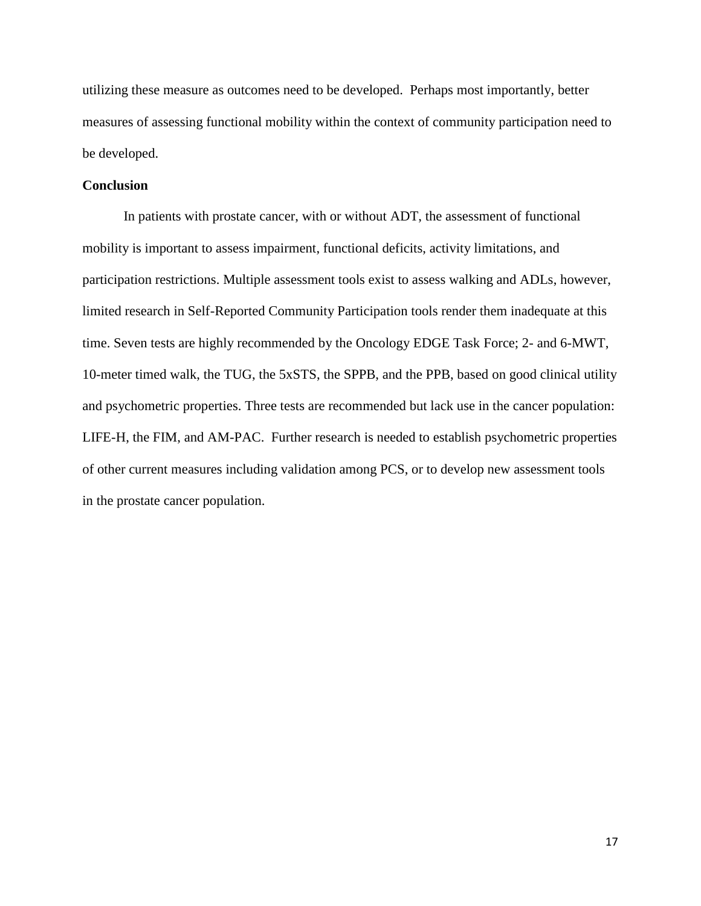utilizing these measure as outcomes need to be developed. Perhaps most importantly, better measures of assessing functional mobility within the context of community participation need to be developed.

## Conclusion

In patients with prostate cancer, with or without ADT, the assessment of functional mobility is important to assess impairment, functional deficits, activity limitations, and participation restrictions. Multiple assessment tools exist to assess walking and ADLs, however, limited research in Self-Reported Community Participation tools render them inadequate at this time. Seven tests are highly recommended by the Oncology EDGE Task Force; 2- and 6-MWT, 10-meter timed walk, the TUG, the 5xSTS, the SPPB, and the PPB, based on good clinical utility and psychometric properties. Three tests are recommended but lack use in the cancer population: LIFE-H, the FIM, and AM-PAC. Further research is needed to establish psychometric properties of other current measures including validation among PCS, or to develop new assessment tools in the prostate cancer population.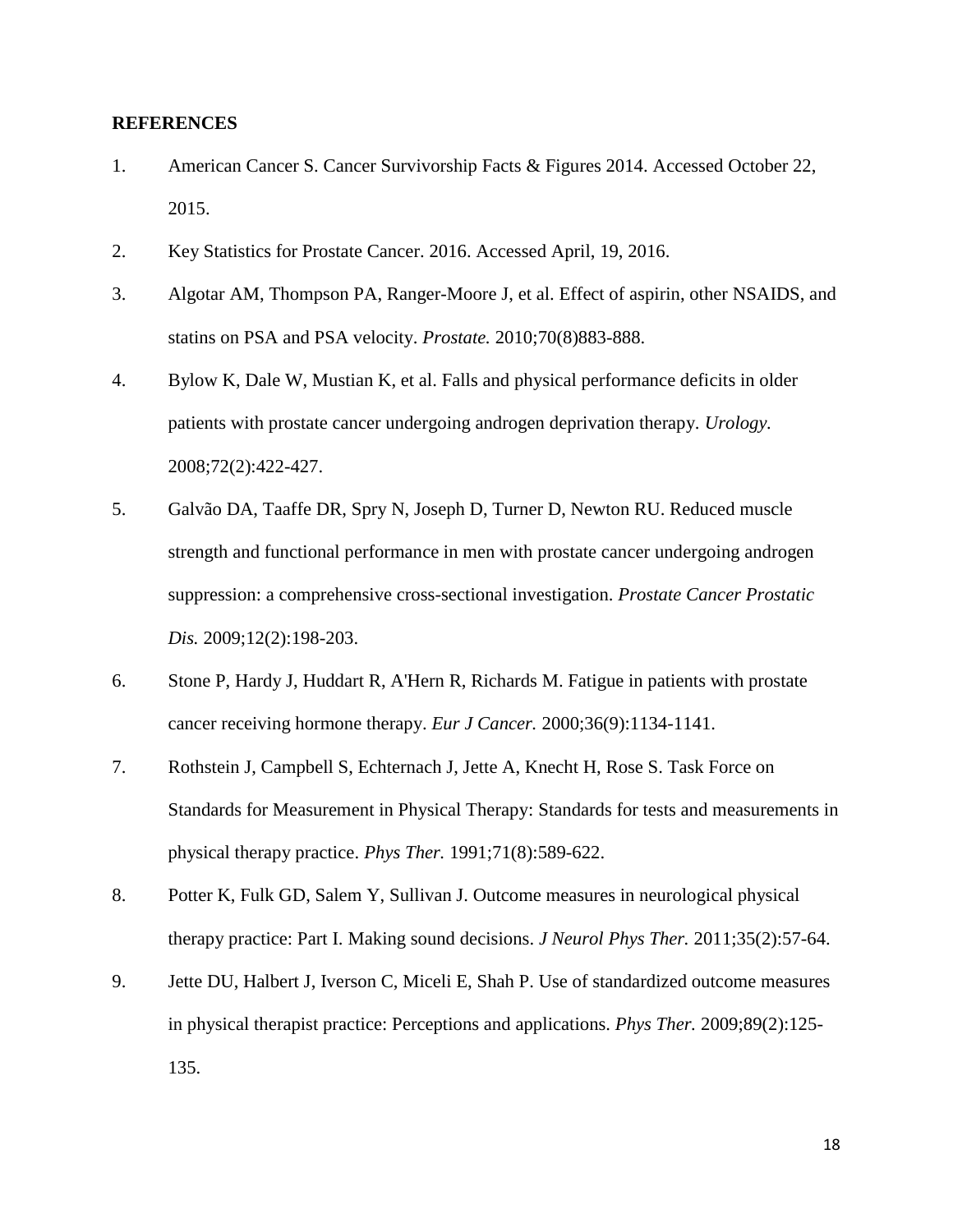**REFERENCES**

1. American Cancer S. Cancer Survivorship Facts & Figures 2014. Accessed October 22, 2015.
2. Key Statistics for Prostate Cancer. 2016. Accessed April, 19, 2016.
3. Algotar AM, Thompson PA, Ranger-Moore J, et al. Effect of aspirin, other NSAIDS, and statins on PSA and PSA velocity. *Prostate.* 2010;70(8)883-888.
4. Bylow K, Dale W, Mustian K, et al. Falls and physical performance deficits in older patients with prostate cancer undergoing androgen deprivation therapy. *Urology.* 2008;72(2):422-427.
5. Galvão DA, Taaffe DR, Spry N, Joseph D, Turner D, Newton RU. Reduced muscle strength and functional performance in men with prostate cancer undergoing androgen suppression: a comprehensive cross-sectional investigation. *Prostate Cancer Prostatic Dis.* 2009;12(2):198-203.
6. Stone P, Hardy J, Huddart R, A'Hern R, Richards M. Fatigue in patients with prostate cancer receiving hormone therapy. *Eur J Cancer.* 2000;36(9):1134-1141.
7. Rothstein J, Campbell S, Echternach J, Jette A, Knecht H, Rose S. Task Force on Standards for Measurement in Physical Therapy: Standards for tests and measurements in physical therapy practice. *Phys Ther.* 1991;71(8):589-622.
8. Potter K, Fulk GD, Salem Y, Sullivan J. Outcome measures in neurological physical therapy practice: Part I. Making sound decisions. *J Neurol Phys Ther.* 2011;35(2):57-64.
9. Jette DU, Halbert J, Iverson C, Miceli E, Shah P. Use of standardized outcome measures in physical therapist practice: Perceptions and applications. *Phys Ther.* 2009;89(2):125-135.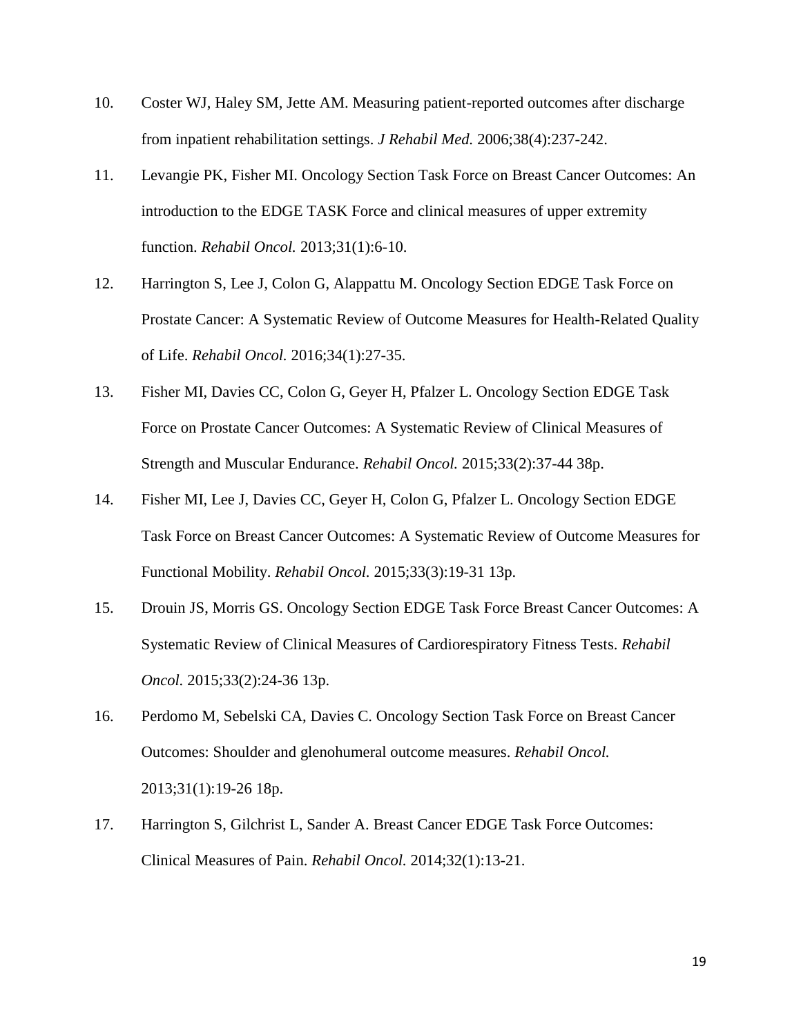10. Coster WJ, Haley SM, Jette AM. Measuring patient-reported outcomes after discharge from inpatient rehabilitation settings. *J Rehabil Med.* 2006;38(4):237-242.
11. Levangie PK, Fisher MI. Oncology Section Task Force on Breast Cancer Outcomes: An introduction to the EDGE TASK Force and clinical measures of upper extremity function. *Rehabil Oncol.* 2013;31(1):6-10.
12. Harrington S, Lee J, Colon G, Alappattu M. Oncology Section EDGE Task Force on Prostate Cancer: A Systematic Review of Outcome Measures for Health-Related Quality of Life. *Rehabil Oncol.* 2016;34(1):27-35.
13. Fisher MI, Davies CC, Colon G, Geyer H, Pfalzer L. Oncology Section EDGE Task Force on Prostate Cancer Outcomes: A Systematic Review of Clinical Measures of Strength and Muscular Endurance. *Rehabil Oncol.* 2015;33(2):37-44 38p.
14. Fisher MI, Lee J, Davies CC, Geyer H, Colon G, Pfalzer L. Oncology Section EDGE Task Force on Breast Cancer Outcomes: A Systematic Review of Outcome Measures for Functional Mobility. *Rehabil Oncol.* 2015;33(3):19-31 13p.
15. Drouin JS, Morris GS. Oncology Section EDGE Task Force Breast Cancer Outcomes: A Systematic Review of Clinical Measures of Cardiorespiratory Fitness Tests. *Rehabil Oncol.* 2015;33(2):24-36 13p.
16. Perdomo M, Sebelski CA, Davies C. Oncology Section Task Force on Breast Cancer Outcomes: Shoulder and glenohumeral outcome measures. *Rehabil Oncol.* 2013;31(1):19-26 18p.
17. Harrington S, Gilchrist L, Sander A. Breast Cancer EDGE Task Force Outcomes: Clinical Measures of Pain. *Rehabil Oncol.* 2014;32(1):13-21.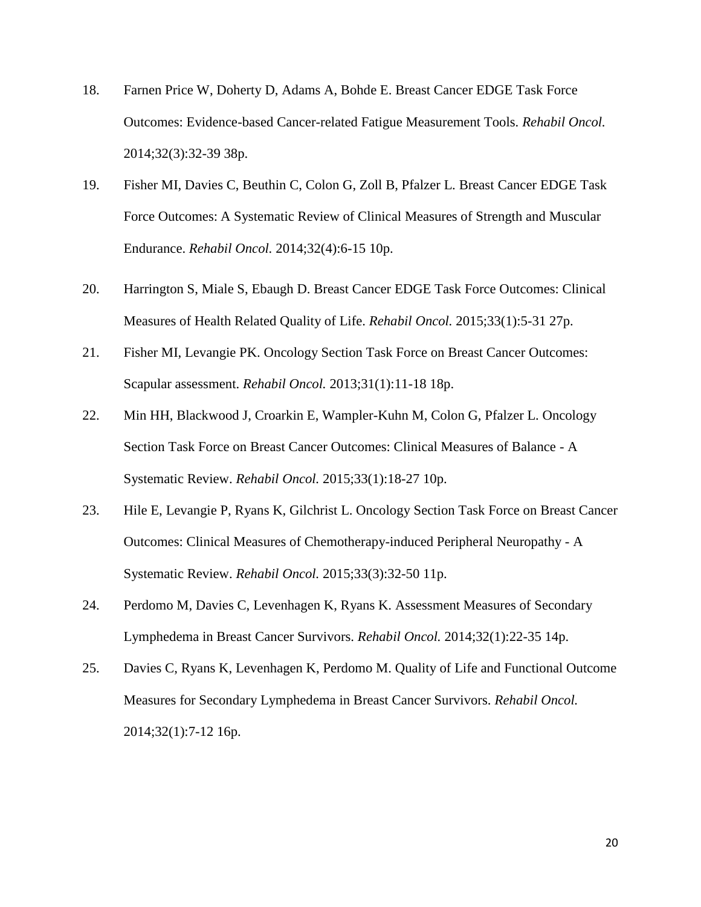18. Farnen Price W, Doherty D, Adams A, Bohde E. Breast Cancer EDGE Task Force Outcomes: Evidence-based Cancer-related Fatigue Measurement Tools. *Rehabil Oncol.* 2014;32(3):32-39 38p.

19. Fisher MI, Davies C, Beuthin C, Colon G, Zoll B, Pfalzer L. Breast Cancer EDGE Task Force Outcomes: A Systematic Review of Clinical Measures of Strength and Muscular Endurance. *Rehabil Oncol.* 2014;32(4):6-15 10p.

20. Harrington S, Miale S, Ebaugh D. Breast Cancer EDGE Task Force Outcomes: Clinical Measures of Health Related Quality of Life. *Rehabil Oncol.* 2015;33(1):5-31 27p.

21. Fisher MI, Levangie PK. Oncology Section Task Force on Breast Cancer Outcomes: Scapular assessment. *Rehabil Oncol.* 2013;31(1):11-18 18p.

22. Min HH, Blackwood J, Croarkin E, Wampler-Kuhn M, Colon G, Pfalzer L. Oncology Section Task Force on Breast Cancer Outcomes: Clinical Measures of Balance - A Systematic Review. *Rehabil Oncol.* 2015;33(1):18-27 10p.

23. Hile E, Levangie P, Ryans K, Gilchrist L. Oncology Section Task Force on Breast Cancer Outcomes: Clinical Measures of Chemotherapy-induced Peripheral Neuropathy - A Systematic Review. *Rehabil Oncol.* 2015;33(3):32-50 11p.

24. Perdomo M, Davies C, Levenhagen K, Ryans K. Assessment Measures of Secondary Lymphedema in Breast Cancer Survivors. *Rehabil Oncol.* 2014;32(1):22-35 14p.

25. Davies C, Ryans K, Levenhagen K, Perdomo M. Quality of Life and Functional Outcome Measures for Secondary Lymphedema in Breast Cancer Survivors. *Rehabil Oncol.* 2014;32(1):7-12 16p.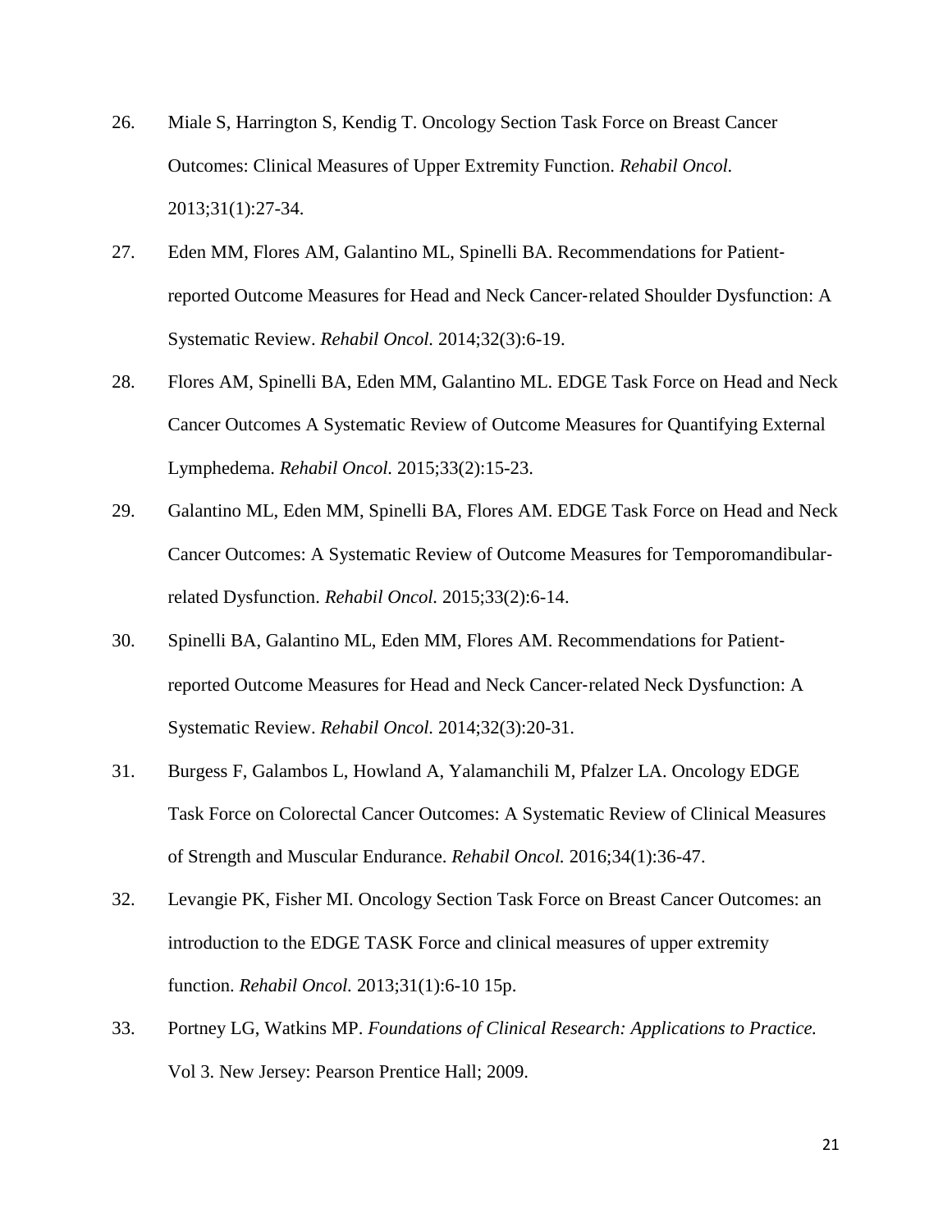26. Miale S, Harrington S, Kendig T. Oncology Section Task Force on Breast Cancer Outcomes: Clinical Measures of Upper Extremity Function. *Rehabil Oncol.* 2013;31(1):27-34.

27. Eden MM, Flores AM, Galantino ML, Spinelli BA. Recommendations for Patient-reported Outcome Measures for Head and Neck Cancer-related Shoulder Dysfunction: A Systematic Review. *Rehabil Oncol.* 2014;32(3):6-19.

28. Flores AM, Spinelli BA, Eden MM, Galantino ML. EDGE Task Force on Head and Neck Cancer Outcomes A Systematic Review of Outcome Measures for Quantifying External Lymphedema. *Rehabil Oncol.* 2015;33(2):15-23.

29. Galantino ML, Eden MM, Spinelli BA, Flores AM. EDGE Task Force on Head and Neck Cancer Outcomes: A Systematic Review of Outcome Measures for Temporomandibular-related Dysfunction. *Rehabil Oncol.* 2015;33(2):6-14.

30. Spinelli BA, Galantino ML, Eden MM, Flores AM. Recommendations for Patient-reported Outcome Measures for Head and Neck Cancer-related Neck Dysfunction: A Systematic Review. *Rehabil Oncol.* 2014;32(3):20-31.

31. Burgess F, Galambos L, Howland A, Yalamanchili M, Pfalzer LA. Oncology EDGE Task Force on Colorectal Cancer Outcomes: A Systematic Review of Clinical Measures of Strength and Muscular Endurance. *Rehabil Oncol.* 2016;34(1):36-47.

32. Levangie PK, Fisher MI. Oncology Section Task Force on Breast Cancer Outcomes: an introduction to the EDGE TASK Force and clinical measures of upper extremity function. *Rehabil Oncol.* 2013;31(1):6-10 15p.

33. Portney LG, Watkins MP. *Foundations of Clinical Research: Applications to Practice.* Vol 3. New Jersey: Pearson Prentice Hall; 2009.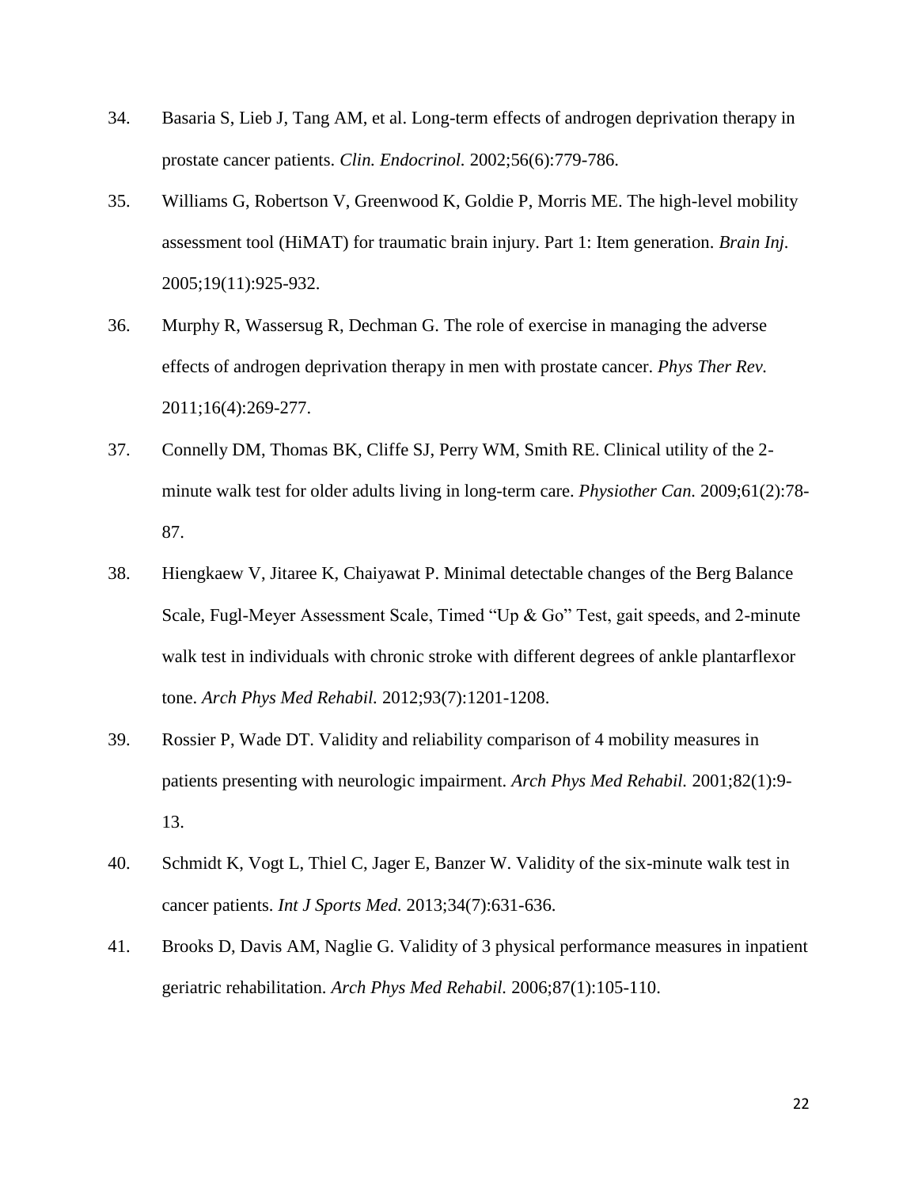34. Basaria S, Lieb J, Tang AM, et al. Long-term effects of androgen deprivation therapy in prostate cancer patients. *Clin. Endocrinol.* 2002;56(6):779-786.

35. Williams G, Robertson V, Greenwood K, Goldie P, Morris ME. The high-level mobility assessment tool (HiMAT) for traumatic brain injury. Part 1: Item generation. *Brain Inj.* 2005;19(11):925-932.

36. Murphy R, Wassersug R, Dechman G. The role of exercise in managing the adverse effects of androgen deprivation therapy in men with prostate cancer. *Phys Ther Rev.* 2011;16(4):269-277.

37. Connelly DM, Thomas BK, Cliffe SJ, Perry WM, Smith RE. Clinical utility of the 2-minute walk test for older adults living in long-term care. *Physiother Can.* 2009;61(2):78-87.

38. Hiengkaew V, Jitaree K, Chaiyawat P. Minimal detectable changes of the Berg Balance Scale, Fugl-Meyer Assessment Scale, Timed "Up & Go" Test, gait speeds, and 2-minute walk test in individuals with chronic stroke with different degrees of ankle plantarflexor tone. *Arch Phys Med Rehabil.* 2012;93(7):1201-1208.

39. Rossier P, Wade DT. Validity and reliability comparison of 4 mobility measures in patients presenting with neurologic impairment. *Arch Phys Med Rehabil.* 2001;82(1):9-13.

40. Schmidt K, Vogt L, Thiel C, Jager E, Banzer W. Validity of the six-minute walk test in cancer patients. *Int J Sports Med.* 2013;34(7):631-636.

41. Brooks D, Davis AM, Naglie G. Validity of 3 physical performance measures in inpatient geriatric rehabilitation. *Arch Phys Med Rehabil.* 2006;87(1):105-110.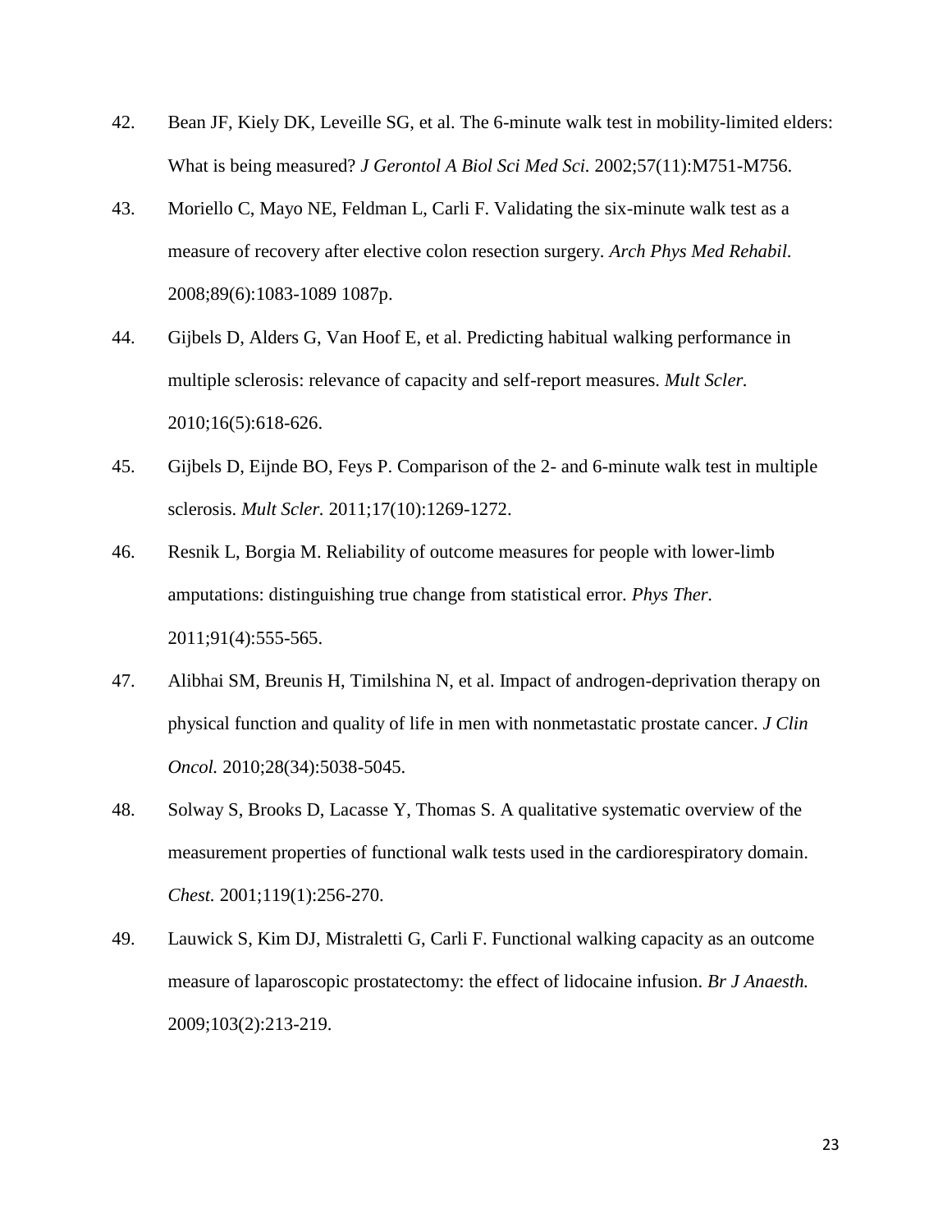42. Bean JF, Kiely DK, Leveille SG, et al. The 6-minute walk test in mobility-limited elders: What is being measured? *J Gerontol A Biol Sci Med Sci.* 2002;57(11):M751-M756.

43. Moriello C, Mayo NE, Feldman L, Carli F. Validating the six-minute walk test as a measure of recovery after elective colon resection surgery. *Arch Phys Med Rehabil.* 2008;89(6):1083-1089 1087p.

44. Gijbels D, Alders G, Van Hoof E, et al. Predicting habitual walking performance in multiple sclerosis: relevance of capacity and self-report measures. *Mult Scler.* 2010;16(5):618-626.

45. Gijbels D, Eijnde BO, Feys P. Comparison of the 2- and 6-minute walk test in multiple sclerosis. *Mult Scler.* 2011;17(10):1269-1272.

46. Resnik L, Borgia M. Reliability of outcome measures for people with lower-limb amputations: distinguishing true change from statistical error. *Phys Ther.* 2011;91(4):555-565.

47. Alibhai SM, Breunis H, Timilshina N, et al. Impact of androgen-deprivation therapy on physical function and quality of life in men with nonmetastatic prostate cancer. *J Clin Oncol.* 2010;28(34):5038-5045.

48. Solway S, Brooks D, Lacasse Y, Thomas S. A qualitative systematic overview of the measurement properties of functional walk tests used in the cardiorespiratory domain. *Chest.* 2001;119(1):256-270.

49. Lauwick S, Kim DJ, Mistraletti G, Carli F. Functional walking capacity as an outcome measure of laparoscopic prostatectomy: the effect of lidocaine infusion. *Br J Anaesth.* 2009;103(2):213-219.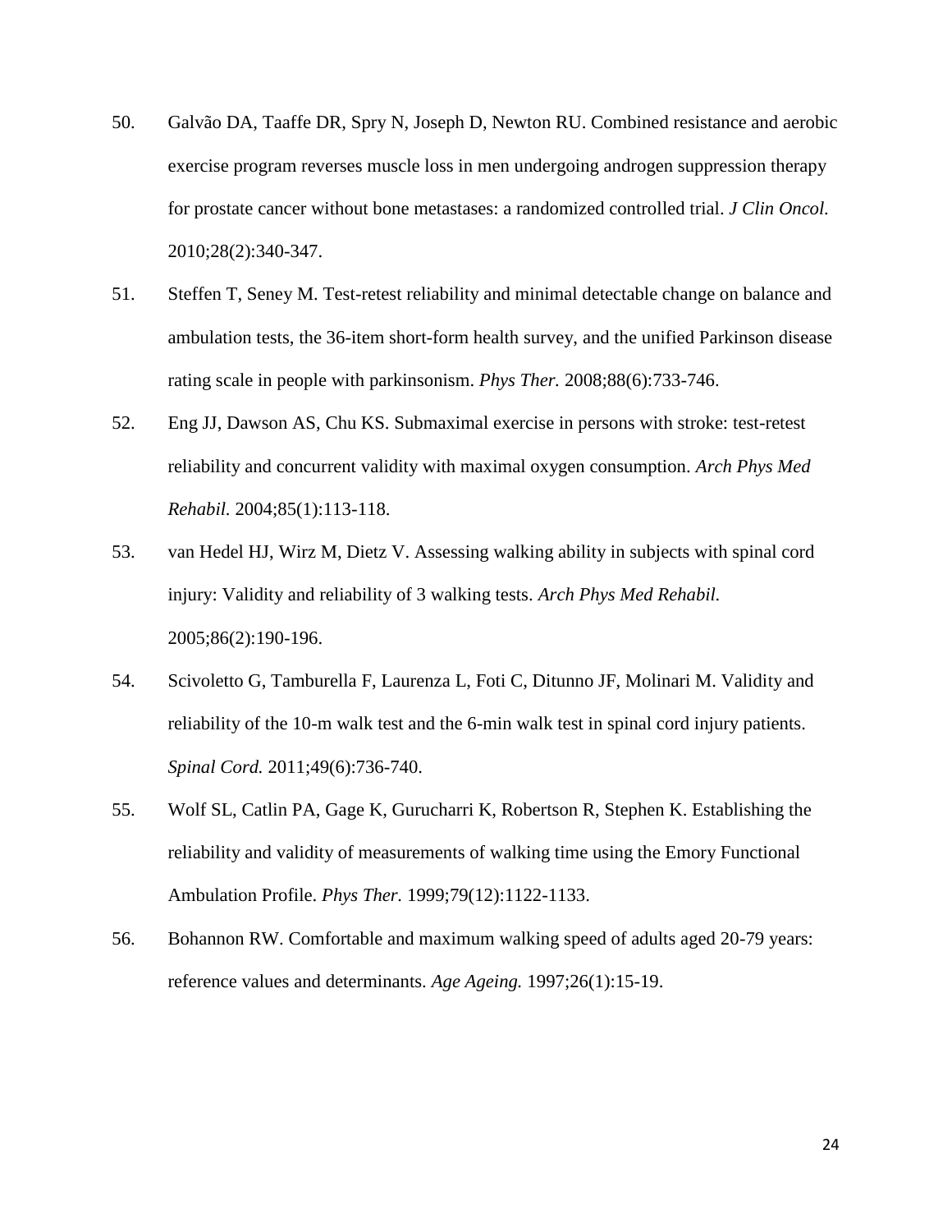50. Galvão DA, Taaffe DR, Spry N, Joseph D, Newton RU. Combined resistance and aerobic exercise program reverses muscle loss in men undergoing androgen suppression therapy for prostate cancer without bone metastases: a randomized controlled trial. *J Clin Oncol.* 2010;28(2):340-347.

51. Steffen T, Seney M. Test-retest reliability and minimal detectable change on balance and ambulation tests, the 36-item short-form health survey, and the unified Parkinson disease rating scale in people with parkinsonism. *Phys Ther.* 2008;88(6):733-746.

52. Eng JJ, Dawson AS, Chu KS. Submaximal exercise in persons with stroke: test-retest reliability and concurrent validity with maximal oxygen consumption. *Arch Phys Med Rehabil.* 2004;85(1):113-118.

53. van Hedel HJ, Wirz M, Dietz V. Assessing walking ability in subjects with spinal cord injury: Validity and reliability of 3 walking tests. *Arch Phys Med Rehabil.* 2005;86(2):190-196.

54. Scivoletto G, Tamburella F, Laurenza L, Foti C, Ditunno JF, Molinari M. Validity and reliability of the 10-m walk test and the 6-min walk test in spinal cord injury patients. *Spinal Cord.* 2011;49(6):736-740.

55. Wolf SL, Catlin PA, Gage K, Gurucharri K, Robertson R, Stephen K. Establishing the reliability and validity of measurements of walking time using the Emory Functional Ambulation Profile. *Phys Ther.* 1999;79(12):1122-1133.

56. Bohannon RW. Comfortable and maximum walking speed of adults aged 20-79 years: reference values and determinants. *Age Ageing.* 1997;26(1):15-19.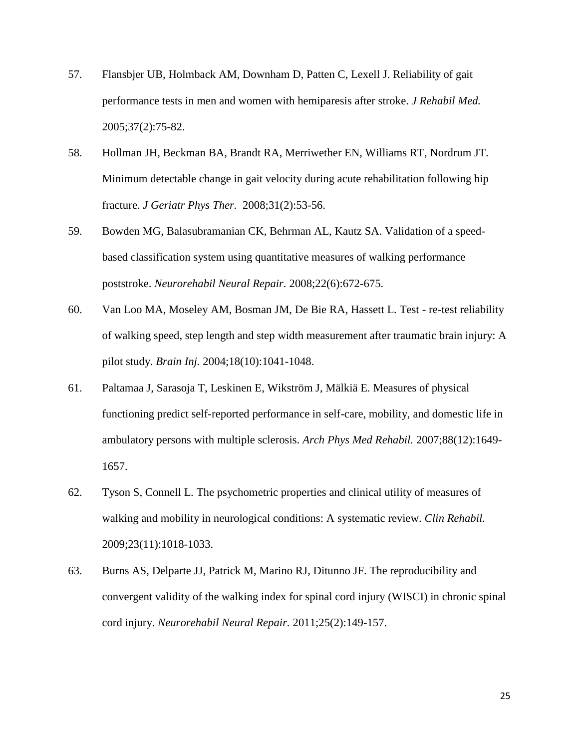57. Flansbjer UB, Holmback AM, Downham D, Patten C, Lexell J. Reliability of gait performance tests in men and women with hemiparesis after stroke. *J Rehabil Med.* 2005;37(2):75-82.

58. Hollman JH, Beckman BA, Brandt RA, Merriwether EN, Williams RT, Nordrum JT. Minimum detectable change in gait velocity during acute rehabilitation following hip fracture. *J Geriatr Phys Ther.* 2008;31(2):53-56.

59. Bowden MG, Balasubramanian CK, Behrman AL, Kautz SA. Validation of a speed-based classification system using quantitative measures of walking performance poststroke. *Neurorehabil Neural Repair*. 2008;22(6):672-675.

60. Van Loo MA, Moseley AM, Bosman JM, De Bie RA, Hassett L. Test - re-test reliability of walking speed, step length and step width measurement after traumatic brain injury: A pilot study. *Brain Inj.* 2004;18(10):1041-1048.

61. Paltamaa J, Sarasoja T, Leskinen E, Wikström J, Mälkiä E. Measures of physical functioning predict self-reported performance in self-care, mobility, and domestic life in ambulatory persons with multiple sclerosis. *Arch Phys Med Rehabil.* 2007;88(12):1649-1657.

62. Tyson S, Connell L. The psychometric properties and clinical utility of measures of walking and mobility in neurological conditions: A systematic review. *Clin Rehabil.* 2009;23(11):1018-1033.

63. Burns AS, Delparte JJ, Patrick M, Marino RJ, Ditunno JF. The reproducibility and convergent validity of the walking index for spinal cord injury (WISCI) in chronic spinal cord injury. *Neurorehabil Neural Repair.* 2011;25(2):149-157.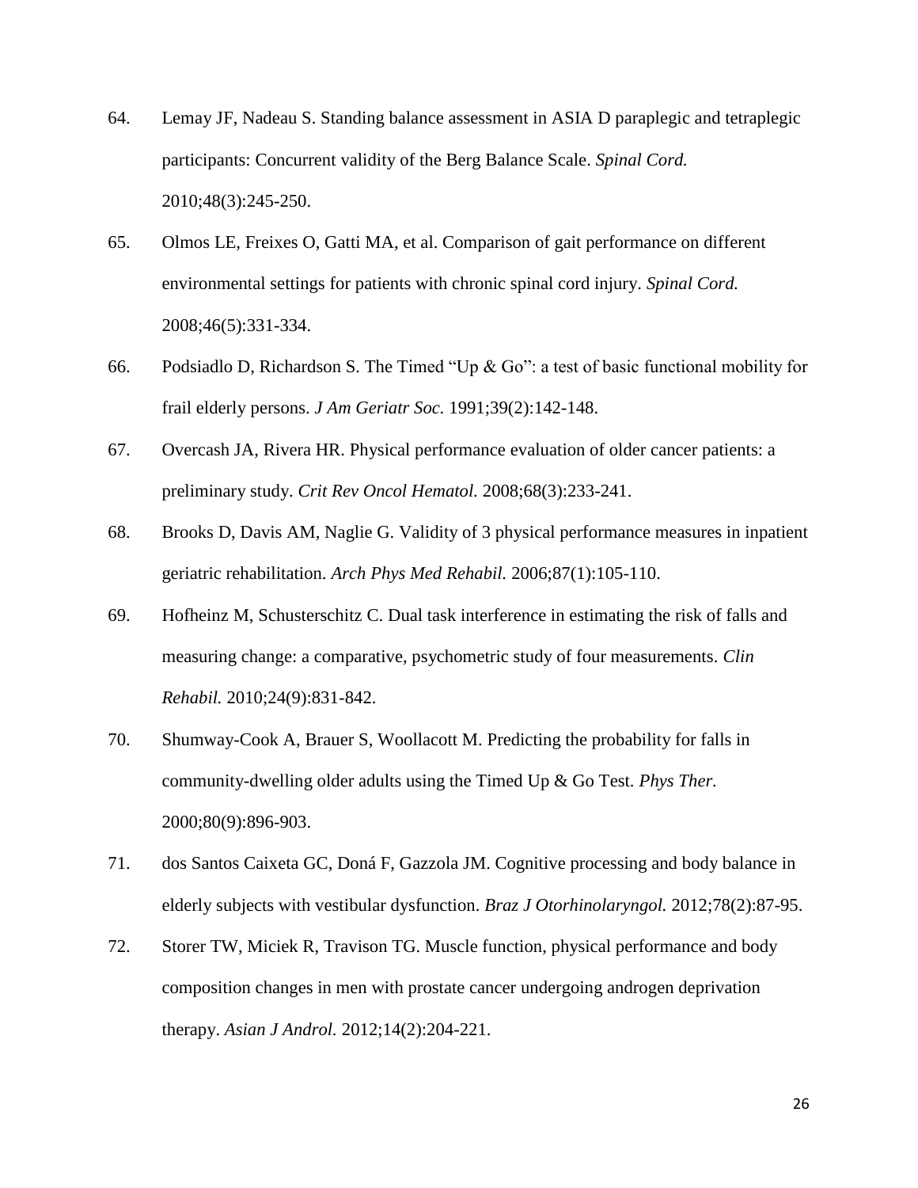64. Lemay JF, Nadeau S. Standing balance assessment in ASIA D paraplegic and tetraplegic participants: Concurrent validity of the Berg Balance Scale. *Spinal Cord.* 2010;48(3):245-250.

65. Olmos LE, Freixes O, Gatti MA, et al. Comparison of gait performance on different environmental settings for patients with chronic spinal cord injury. *Spinal Cord.* 2008;46(5):331-334.

66. Podsiadlo D, Richardson S. The Timed "Up & Go": a test of basic functional mobility for frail elderly persons. *J Am Geriatr Soc.* 1991;39(2):142-148.

67. Overcash JA, Rivera HR. Physical performance evaluation of older cancer patients: a preliminary study. *Crit Rev Oncol Hematol.* 2008;68(3):233-241.

68. Brooks D, Davis AM, Naglie G. Validity of 3 physical performance measures in inpatient geriatric rehabilitation. *Arch Phys Med Rehabil.* 2006;87(1):105-110.

69. Hofheinz M, Schusterschitz C. Dual task interference in estimating the risk of falls and measuring change: a comparative, psychometric study of four measurements. *Clin Rehabil.* 2010;24(9):831-842.

70. Shumway-Cook A, Brauer S, Woollacott M. Predicting the probability for falls in community-dwelling older adults using the Timed Up & Go Test. *Phys Ther.* 2000;80(9):896-903.

71. dos Santos Caixeta GC, Doná F, Gazzola JM. Cognitive processing and body balance in elderly subjects with vestibular dysfunction. *Braz J Otorhinolaryngol.* 2012;78(2):87-95.

72. Storer TW, Miciek R, Travison TG. Muscle function, physical performance and body composition changes in men with prostate cancer undergoing androgen deprivation therapy. *Asian J Androl.* 2012;14(2):204-221.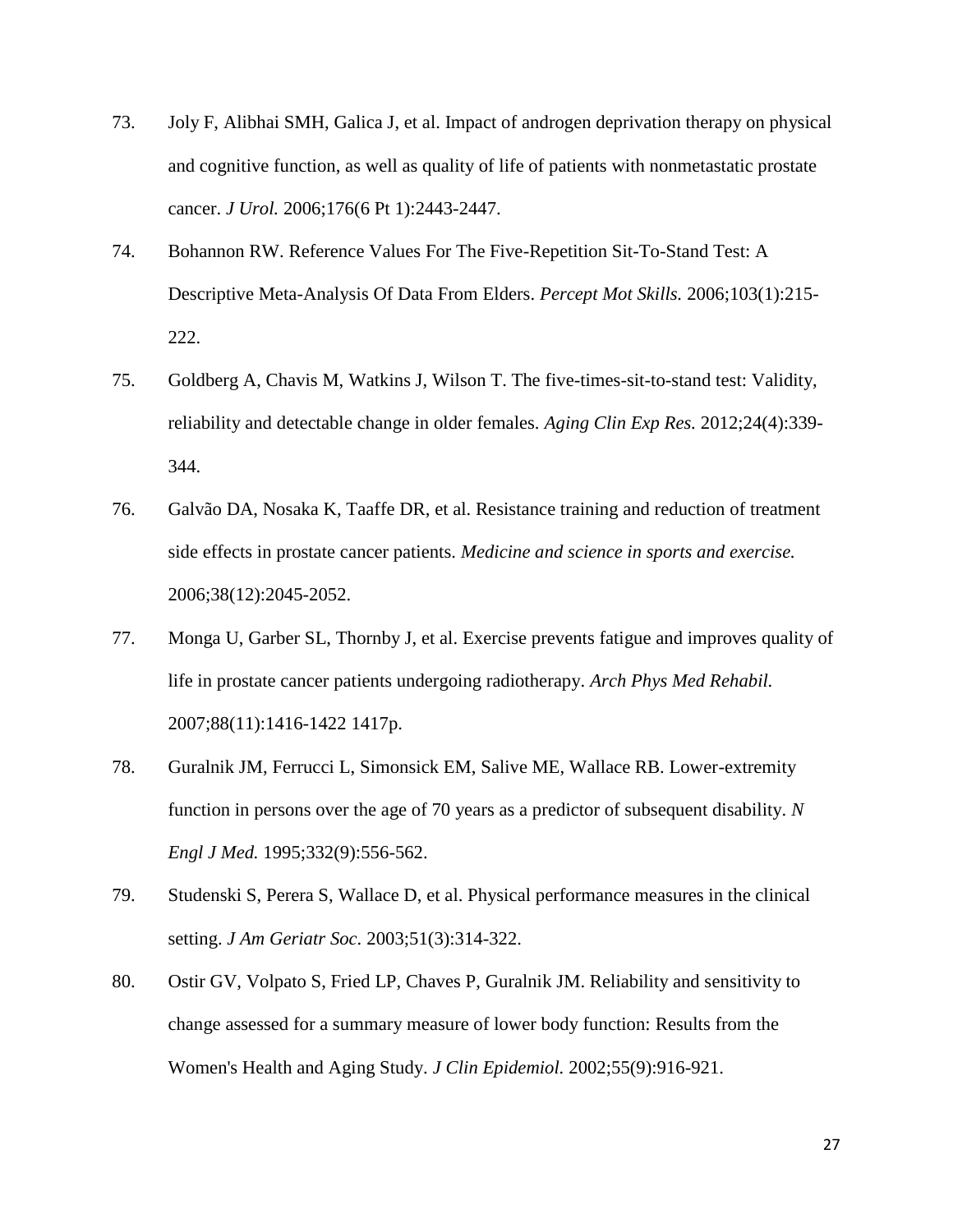73. Joly F, Alibhai SMH, Galica J, et al. Impact of androgen deprivation therapy on physical and cognitive function, as well as quality of life of patients with nonmetastatic prostate cancer. *J Urol.* 2006;176(6 Pt 1):2443-2447.

74. Bohannon RW. Reference Values For The Five-Repetition Sit-To-Stand Test: A Descriptive Meta-Analysis Of Data From Elders. *Percept Mot Skills.* 2006;103(1):215-222.

75. Goldberg A, Chavis M, Watkins J, Wilson T. The five-times-sit-to-stand test: Validity, reliability and detectable change in older females. *Aging Clin Exp Res.* 2012;24(4):339-344.

76. Galvão DA, Nosaka K, Taaffe DR, et al. Resistance training and reduction of treatment side effects in prostate cancer patients. *Medicine and science in sports and exercise.* 2006;38(12):2045-2052.

77. Monga U, Garber SL, Thornby J, et al. Exercise prevents fatigue and improves quality of life in prostate cancer patients undergoing radiotherapy. *Arch Phys Med Rehabil.* 2007;88(11):1416-1422 1417p.

78. Guralnik JM, Ferrucci L, Simonsick EM, Salive ME, Wallace RB. Lower-extremity function in persons over the age of 70 years as a predictor of subsequent disability. *N Engl J Med.* 1995;332(9):556-562.

79. Studenski S, Perera S, Wallace D, et al. Physical performance measures in the clinical setting. *J Am Geriatr Soc.* 2003;51(3):314-322.

80. Ostir GV, Volpato S, Fried LP, Chaves P, Guralnik JM. Reliability and sensitivity to change assessed for a summary measure of lower body function: Results from the Women's Health and Aging Study. *J Clin Epidemiol.* 2002;55(9):916-921.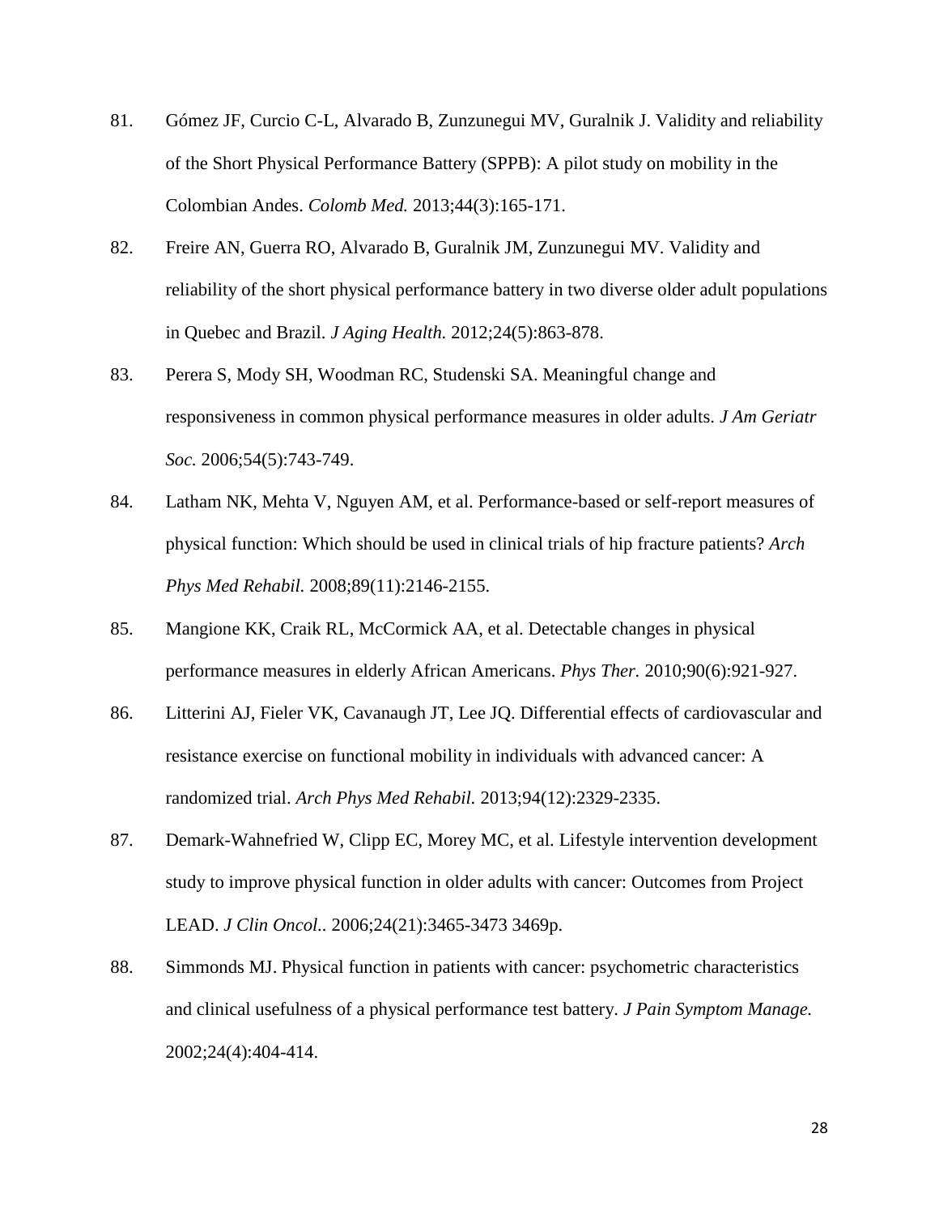81. Gómez JF, Curcio C-L, Alvarado B, Zunzunegui MV, Guralnik J. Validity and reliability of the Short Physical Performance Battery (SPPB): A pilot study on mobility in the Colombian Andes. *Colomb Med.* 2013;44(3):165-171.
82. Freire AN, Guerra RO, Alvarado B, Guralnik JM, Zunzunegui MV. Validity and reliability of the short physical performance battery in two diverse older adult populations in Quebec and Brazil. *J Aging Health.* 2012;24(5):863-878.
83. Perera S, Mody SH, Woodman RC, Studenski SA. Meaningful change and responsiveness in common physical performance measures in older adults. *J Am Geriatr Soc.* 2006;54(5):743-749.
84. Latham NK, Mehta V, Nguyen AM, et al. Performance-based or self-report measures of physical function: Which should be used in clinical trials of hip fracture patients? *Arch Phys Med Rehabil.* 2008;89(11):2146-2155.
85. Mangione KK, Craik RL, McCormick AA, et al. Detectable changes in physical performance measures in elderly African Americans. *Phys Ther.* 2010;90(6):921-927.
86. Litterini AJ, Fieler VK, Cavanaugh JT, Lee JQ. Differential effects of cardiovascular and resistance exercise on functional mobility in individuals with advanced cancer: A randomized trial. *Arch Phys Med Rehabil.* 2013;94(12):2329-2335.
87. Demark-Wahnefried W, Clipp EC, Morey MC, et al. Lifestyle intervention development study to improve physical function in older adults with cancer: Outcomes from Project LEAD. *J Clin Oncol.*. 2006;24(21):3465-3473 3469p.
88. Simmonds MJ. Physical function in patients with cancer: psychometric characteristics and clinical usefulness of a physical performance test battery. *J Pain Symptom Manage.* 2002;24(4):404-414.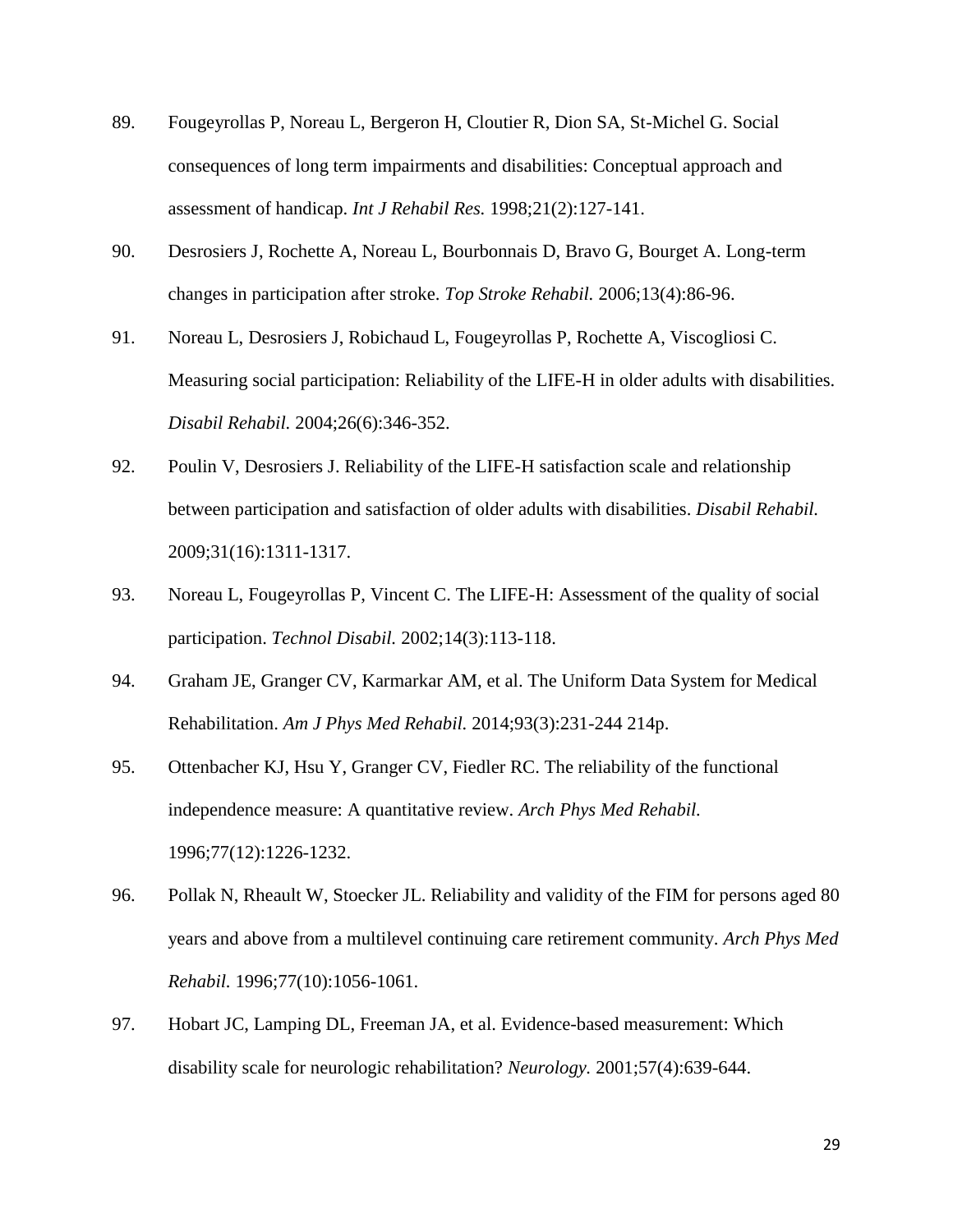89. Fougeyrollas P, Noreau L, Bergeron H, Cloutier R, Dion SA, St-Michel G. Social consequences of long term impairments and disabilities: Conceptual approach and assessment of handicap. *Int J Rehabil Res.* 1998;21(2):127-141.

90. Desrosiers J, Rochette A, Noreau L, Bourbonnais D, Bravo G, Bourget A. Long-term changes in participation after stroke. *Top Stroke Rehabil.* 2006;13(4):86-96.

91. Noreau L, Desrosiers J, Robichaud L, Fougeyrollas P, Rochette A, Viscogliosi C. Measuring social participation: Reliability of the LIFE-H in older adults with disabilities. *Disabil Rehabil.* 2004;26(6):346-352.

92. Poulin V, Desrosiers J. Reliability of the LIFE-H satisfaction scale and relationship between participation and satisfaction of older adults with disabilities. *Disabil Rehabil.* 2009;31(16):1311-1317.

93. Noreau L, Fougeyrollas P, Vincent C. The LIFE-H: Assessment of the quality of social participation. *Technol Disabil.* 2002;14(3):113-118.

94. Graham JE, Granger CV, Karmarkar AM, et al. The Uniform Data System for Medical Rehabilitation. *Am J Phys Med Rehabil.* 2014;93(3):231-244 214p.

95. Ottenbacher KJ, Hsu Y, Granger CV, Fiedler RC. The reliability of the functional independence measure: A quantitative review. *Arch Phys Med Rehabil.* 1996;77(12):1226-1232.

96. Pollak N, Rheault W, Stoecker JL. Reliability and validity of the FIM for persons aged 80 years and above from a multilevel continuing care retirement community. *Arch Phys Med Rehabil.* 1996;77(10):1056-1061.

97. Hobart JC, Lamping DL, Freeman JA, et al. Evidence-based measurement: Which disability scale for neurologic rehabilitation? *Neurology.* 2001;57(4):639-644.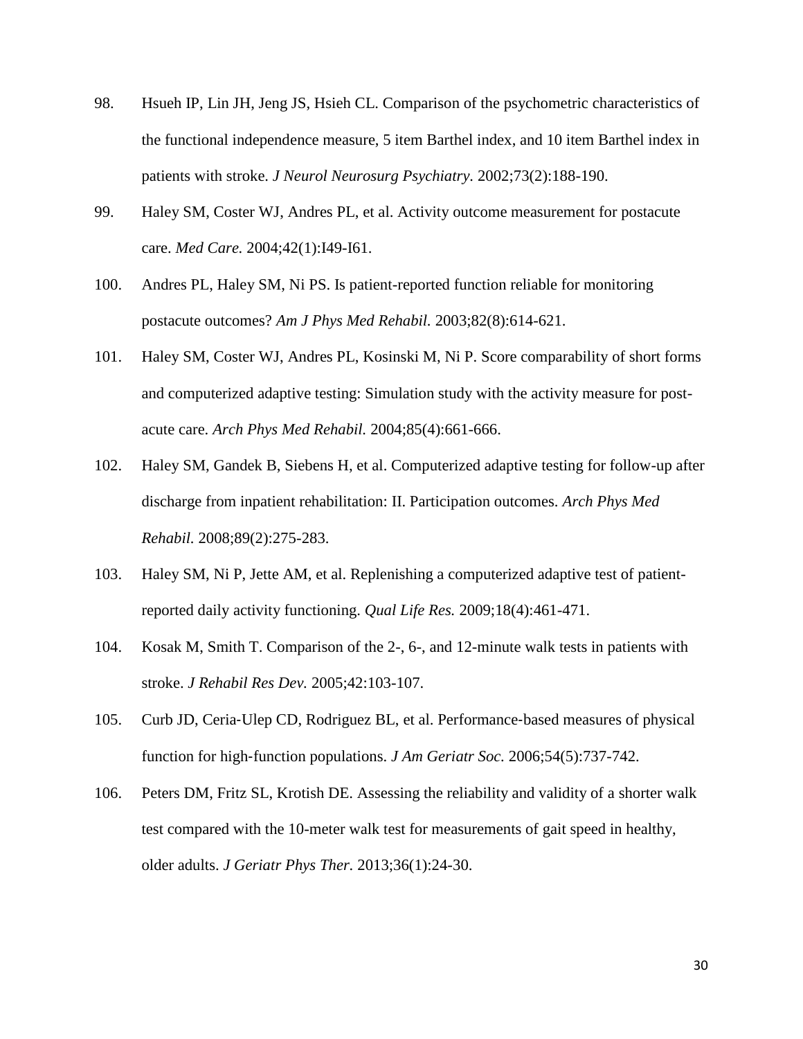98. Hsueh IP, Lin JH, Jeng JS, Hsieh CL. Comparison of the psychometric characteristics of the functional independence measure, 5 item Barthel index, and 10 item Barthel index in patients with stroke. *J Neurol Neurosurg Psychiatry*. 2002;73(2):188-190.

99. Haley SM, Coster WJ, Andres PL, et al. Activity outcome measurement for postacute care. *Med Care.* 2004;42(1):I49-I61.

100. Andres PL, Haley SM, Ni PS. Is patient-reported function reliable for monitoring postacute outcomes? *Am J Phys Med Rehabil.* 2003;82(8):614-621.

101. Haley SM, Coster WJ, Andres PL, Kosinski M, Ni P. Score comparability of short forms and computerized adaptive testing: Simulation study with the activity measure for post-acute care. *Arch Phys Med Rehabil.* 2004;85(4):661-666.

102. Haley SM, Gandek B, Siebens H, et al. Computerized adaptive testing for follow-up after discharge from inpatient rehabilitation: II. Participation outcomes. *Arch Phys Med Rehabil.* 2008;89(2):275-283.

103. Haley SM, Ni P, Jette AM, et al. Replenishing a computerized adaptive test of patient-reported daily activity functioning. *Qual Life Res.* 2009;18(4):461-471.

104. Kosak M, Smith T. Comparison of the 2-, 6-, and 12-minute walk tests in patients with stroke. *J Rehabil Res Dev.* 2005;42:103-107.

105. Curb JD, Ceria-Ulep CD, Rodriguez BL, et al. Performance-based measures of physical function for high-function populations. *J Am Geriatr Soc.* 2006;54(5):737-742.

106. Peters DM, Fritz SL, Krotish DE. Assessing the reliability and validity of a shorter walk test compared with the 10-meter walk test for measurements of gait speed in healthy, older adults. *J Geriatr Phys Ther.* 2013;36(1):24-30.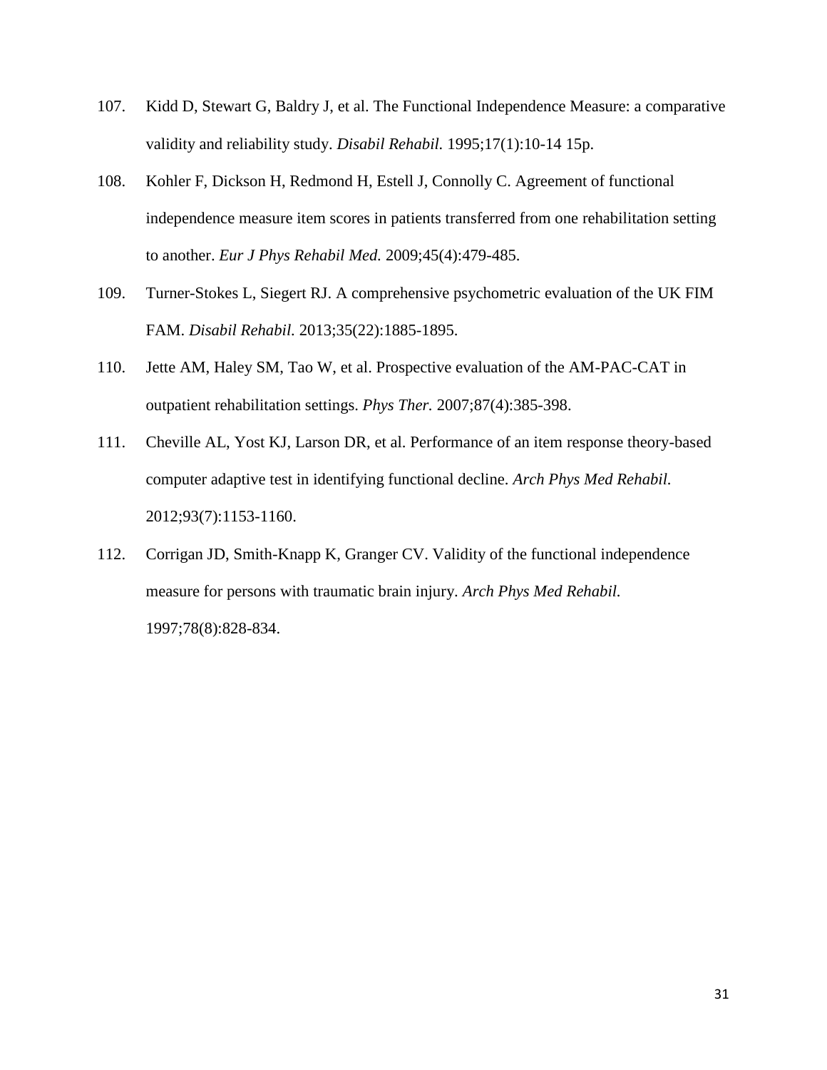107. Kidd D, Stewart G, Baldry J, et al. The Functional Independence Measure: a comparative validity and reliability study. *Disabil Rehabil.* 1995;17(1):10-14 15p.
108. Kohler F, Dickson H, Redmond H, Estell J, Connolly C. Agreement of functional independence measure item scores in patients transferred from one rehabilitation setting to another. *Eur J Phys Rehabil Med.* 2009;45(4):479-485.
109. Turner-Stokes L, Siegert RJ. A comprehensive psychometric evaluation of the UK FIM FAM. *Disabil Rehabil.* 2013;35(22):1885-1895.
110. Jette AM, Haley SM, Tao W, et al. Prospective evaluation of the AM-PAC-CAT in outpatient rehabilitation settings. *Phys Ther.* 2007;87(4):385-398.
111. Cheville AL, Yost KJ, Larson DR, et al. Performance of an item response theory-based computer adaptive test in identifying functional decline. *Arch Phys Med Rehabil.* 2012;93(7):1153-1160.
112. Corrigan JD, Smith-Knapp K, Granger CV. Validity of the functional independence measure for persons with traumatic brain injury. *Arch Phys Med Rehabil.* 1997;78(8):828-834.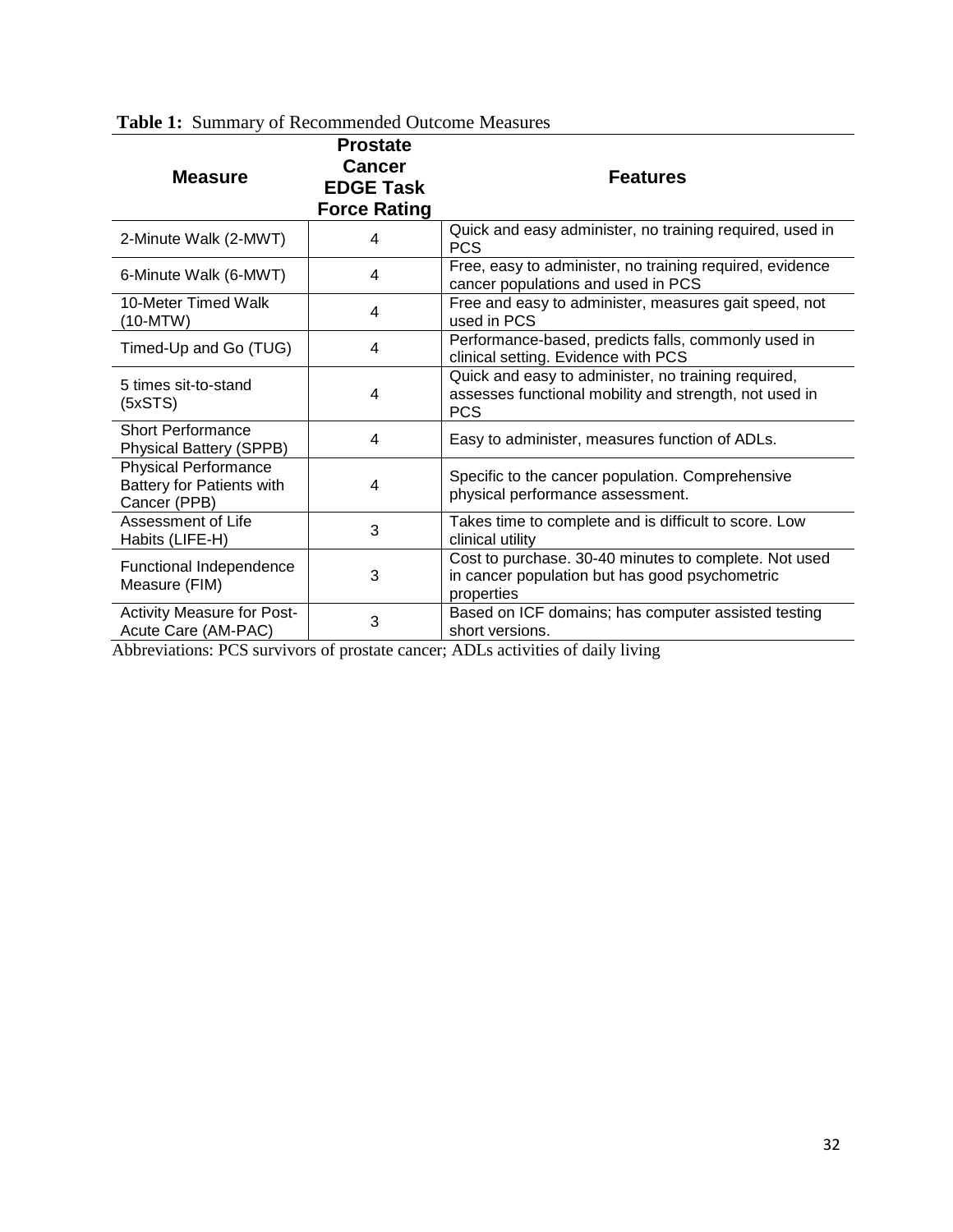**Table 1:** Summary of Recommended Outcome Measures

| Measure | Prostate Cancer EDGE Task Force Rating | Features |
|---|---|---|
| 2-Minute Walk (2-MWT) | 4 | Quick and easy administer, no training required, used in PCS |
| 6-Minute Walk (6-MWT) | 4 | Free, easy to administer, no training required, evidence cancer populations and used in PCS |
| 10-Meter Timed Walk (10-MTW) | 4 | Free and easy to administer, measures gait speed, not used in PCS |
| Timed-Up and Go (TUG) | 4 | Performance-based, predicts falls, commonly used in clinical setting. Evidence with PCS |
| 5 times sit-to-stand (5xSTS) | 4 | Quick and easy to administer, no training required, assesses functional mobility and strength, not used in PCS |
| Short Performance Physical Battery (SPPB) | 4 | Easy to administer, measures function of ADLs. |
| Physical Performance Battery for Patients with Cancer (PPB) | 4 | Specific to the cancer population. Comprehensive physical performance assessment. |
| Assessment of Life Habits (LIFE-H) | 3 | Takes time to complete and is difficult to score. Low clinical utility |
| Functional Independence Measure (FIM) | 3 | Cost to purchase. 30-40 minutes to complete. Not used in cancer population but has good psychometric properties |
| Activity Measure for Post-Acute Care (AM-PAC) | 3 | Based on ICF domains; has computer assisted testing short versions. |

Abbreviations: PCS survivors of prostate cancer; ADLs activities of daily living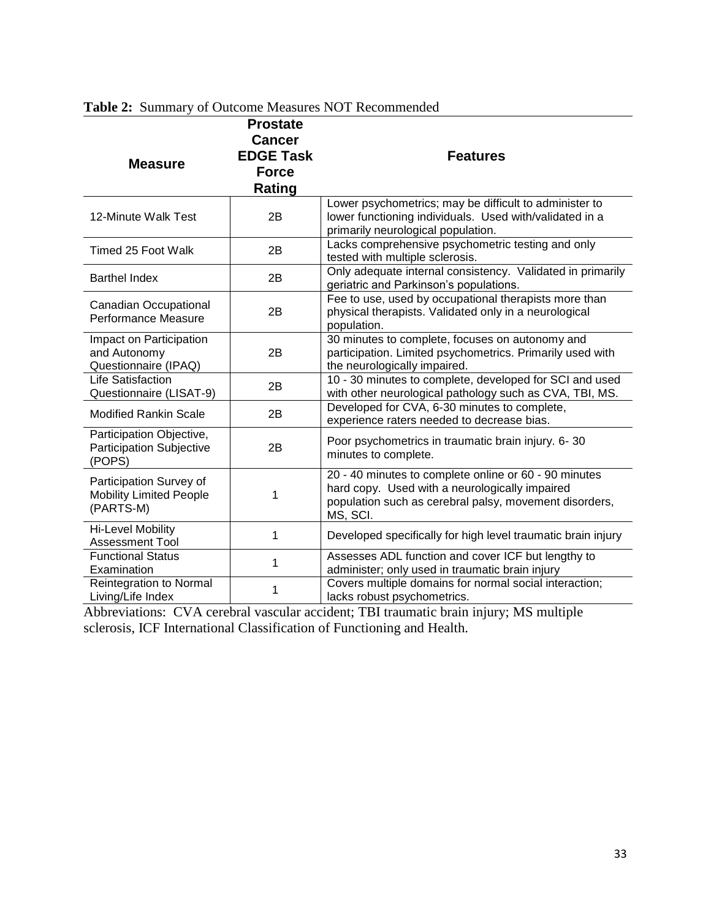**Table 2:** Summary of Outcome Measures NOT Recommended

| Measure | Prostate Cancer EDGE Task Force Rating | Features |
|---|---|---|
| 12-Minute Walk Test | 2B | Lower psychometrics; may be difficult to administer to lower functioning individuals. Used with/validated in a primarily neurological population. |
| Timed 25 Foot Walk | 2B | Lacks comprehensive psychometric testing and only tested with multiple sclerosis. |
| Barthel Index | 2B | Only adequate internal consistency. Validated in primarily geriatric and Parkinson's populations. |
| Canadian Occupational Performance Measure | 2B | Fee to use, used by occupational therapists more than physical therapists. Validated only in a neurological population. |
| Impact on Participation and Autonomy Questionnaire (IPAQ) | 2B | 30 minutes to complete, focuses on autonomy and participation. Limited psychometrics. Primarily used with the neurologically impaired. |
| Life Satisfaction Questionnaire (LISAT-9) | 2B | 10 - 30 minutes to complete, developed for SCI and used with other neurological pathology such as CVA, TBI, MS. |
| Modified Rankin Scale | 2B | Developed for CVA, 6-30 minutes to complete, experience raters needed to decrease bias. |
| Participation Objective, Participation Subjective (POPS) | 2B | Poor psychometrics in traumatic brain injury. 6- 30 minutes to complete. |
| Participation Survey of Mobility Limited People (PARTS-M) | 1 | 20 - 40 minutes to complete online or 60 - 90 minutes hard copy. Used with a neurologically impaired population such as cerebral palsy, movement disorders, MS, SCI. |
| Hi-Level Mobility Assessment Tool | 1 | Developed specifically for high level traumatic brain injury |
| Functional Status Examination | 1 | Assesses ADL function and cover ICF but lengthy to administer; only used in traumatic brain injury |
| Reintegration to Normal Living/Life Index | 1 | Covers multiple domains for normal social interaction; lacks robust psychometrics. |

Abbreviations: CVA cerebral vascular accident; TBI traumatic brain injury; MS multiple sclerosis, ICF International Classification of Functioning and Health.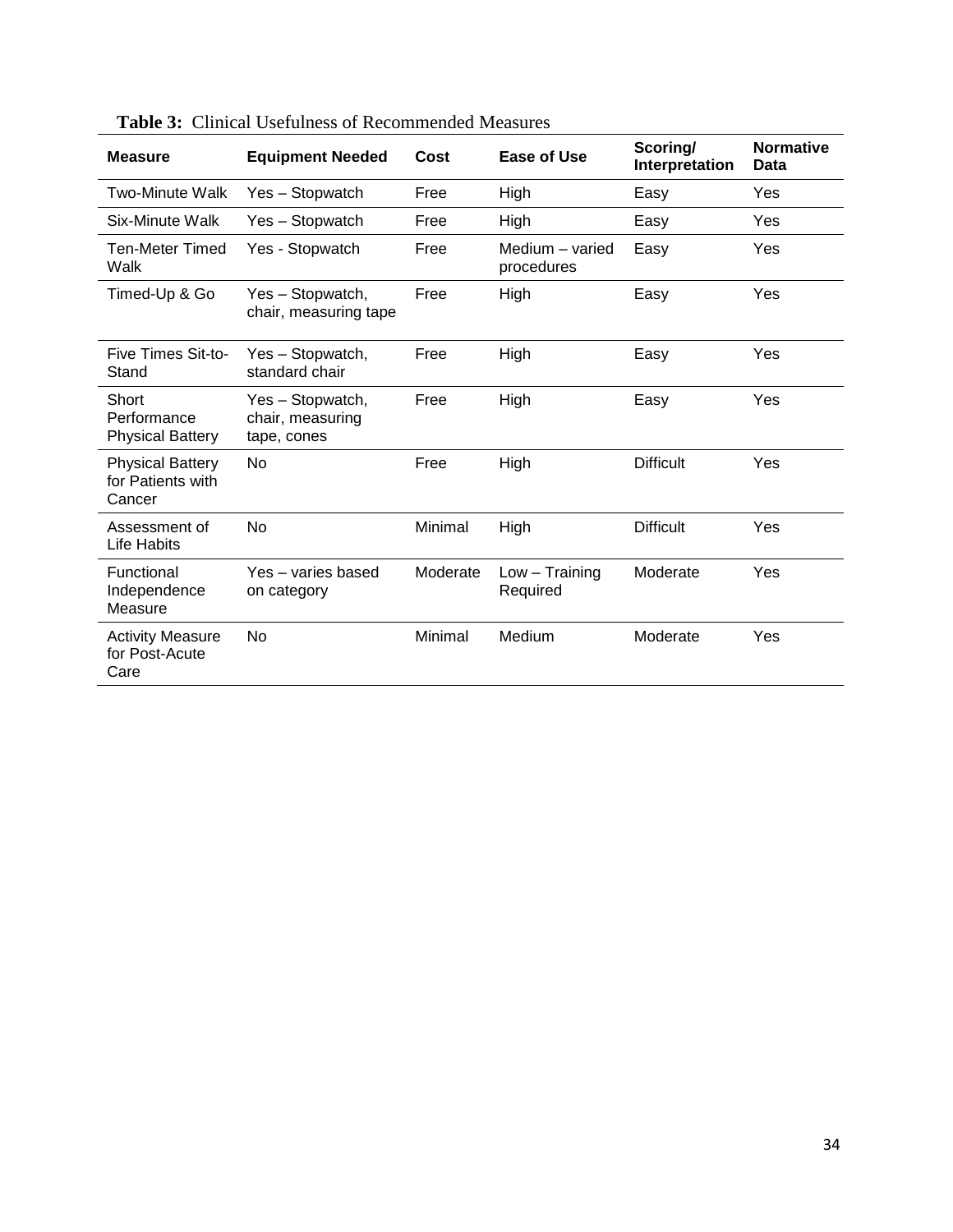**Table 3:** Clinical Usefulness of Recommended Measures

| Measure | Equipment Needed | Cost | Ease of Use | Scoring/ Interpretation | Normative Data |
|---|---|---|---|---|---|
| Two-Minute Walk | Yes – Stopwatch | Free | High | Easy | Yes |
| Six-Minute Walk | Yes – Stopwatch | Free | High | Easy | Yes |
| Ten-Meter Timed Walk | Yes - Stopwatch | Free | Medium – varied procedures | Easy | Yes |
| Timed-Up & Go | Yes – Stopwatch, chair, measuring tape | Free | High | Easy | Yes |
| Five Times Sit-to-Stand | Yes – Stopwatch, standard chair | Free | High | Easy | Yes |
| Short Performance Physical Battery | Yes – Stopwatch, chair, measuring tape, cones | Free | High | Easy | Yes |
| Physical Battery for Patients with Cancer | No | Free | High | Difficult | Yes |
| Assessment of Life Habits | No | Minimal | High | Difficult | Yes |
| Functional Independence Measure | Yes – varies based on category | Moderate | Low – Training Required | Moderate | Yes |
| Activity Measure for Post-Acute Care | No | Minimal | Medium | Moderate | Yes |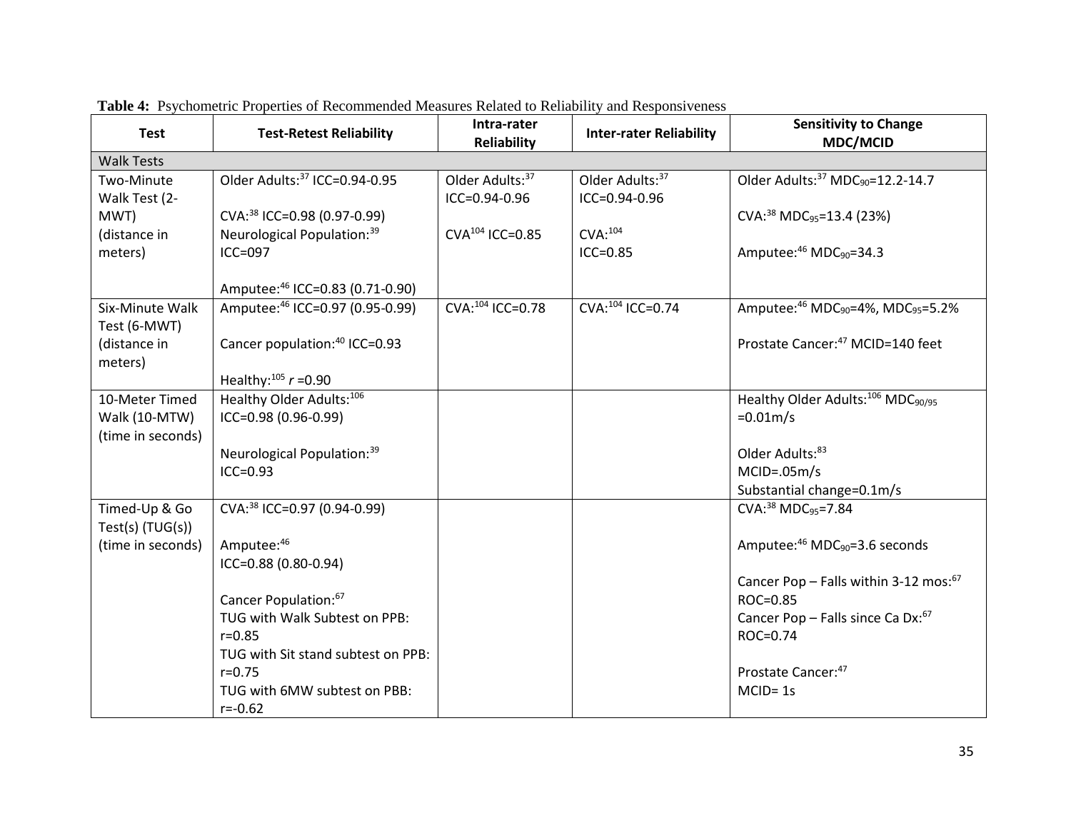**Table 4:** Psychometric Properties of Recommended Measures Related to Reliability and Responsiveness

| Test | Test-Retest Reliability | Intra-rater Reliability | Inter-rater Reliability | Sensitivity to Change MDC/MCID |
|---|---|---|---|---|
| Walk Tests | | | | |
| Two-Minute Walk Test (2-MWT) (distance in meters) | Older Adults:[37] ICC=0.94-0.95<br><br>CVA:[38] ICC=0.98 (0.97-0.99)<br>Neurological Population:[39] ICC=097<br><br>Amputee:[46] ICC=0.83 (0.71-0.90) | Older Adults:[37] ICC=0.94-0.96<br><br>CVA[104] ICC=0.85 | Older Adults:[37] ICC=0.94-0.96<br><br>CVA:[104] ICC=0.85 | Older Adults:[37] $MDC_{90}$=12.2-14.7<br><br>CVA:[38] $MDC_{95}$=13.4 (23%)<br><br>Amputee:[46] $MDC_{90}$=34.3 |
| Six-Minute Walk Test (6-MWT) (distance in meters) | Amputee:[46] ICC=0.97 (0.95-0.99)<br><br>Cancer population:[40] ICC=0.93<br><br>Healthy:[105] $r$ =0.90 | CVA:[104] ICC=0.78 | CVA:[104] ICC=0.74 | Amputee:[46] $MDC_{90}$=4%, $MDC_{95}$=5.2%<br><br>Prostate Cancer:[47] MCID=140 feet |
| 10-Meter Timed Walk (10-MTW) (time in seconds) | Healthy Older Adults:[106] ICC=0.98 (0.96-0.99)<br><br>Neurological Population:[39] ICC=0.93 | | | Healthy Older Adults:[106] $MDC_{90/95}$ =0.01m/s<br><br>Older Adults:[83] MCID=.05m/s<br>Substantial change=0.1m/s |
| Timed-Up & Go Test(s) (TUG(s)) (time in seconds) | CVA:[38] ICC=0.97 (0.94-0.99)<br><br>Amputee:[46] ICC=0.88 (0.80-0.94)<br><br>Cancer Population:[67]<br>TUG with Walk Subtest on PPB: r=0.85<br>TUG with Sit stand subtest on PPB: r=0.75<br>TUG with 6MW subtest on PBB: r=-0.62 | | | CVA:[38] $MDC_{95}$=7.84<br><br>Amputee:[46] $MDC_{90}$=3.6 seconds<br><br>Cancer Pop – Falls within 3-12 mos:[67] ROC=0.85<br>Cancer Pop – Falls since Ca Dx:[67] ROC=0.74<br><br>Prostate Cancer:[47] MCID= 1s |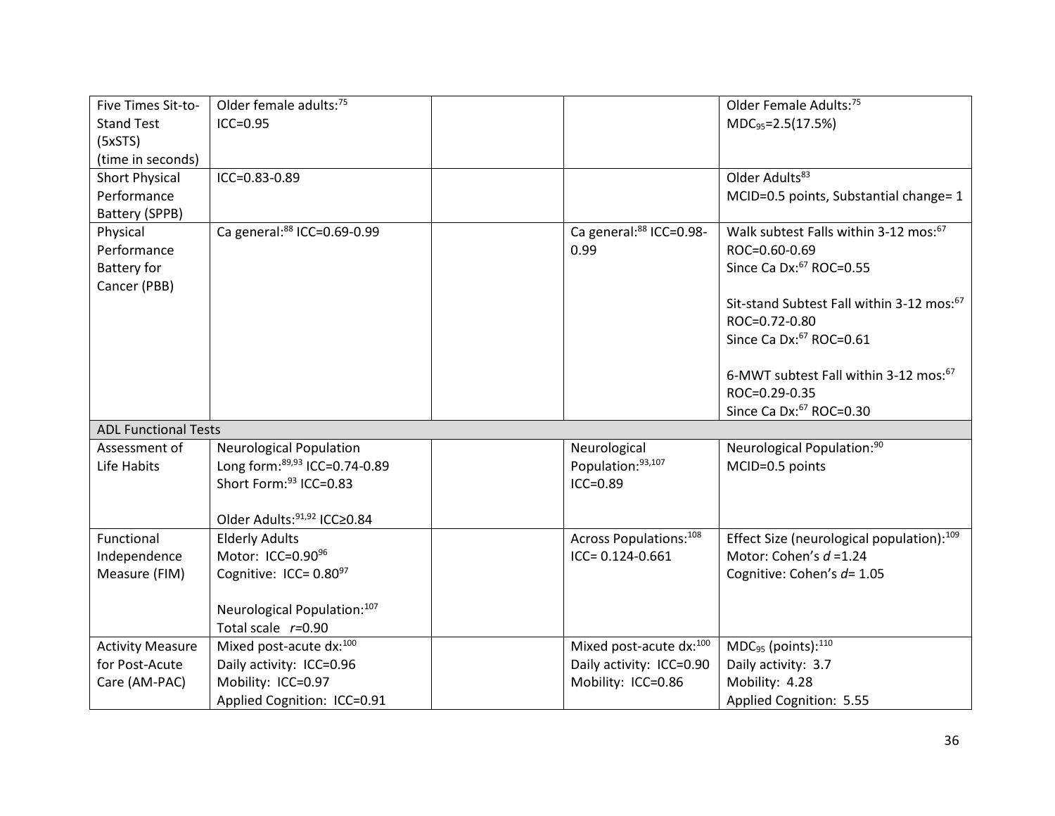| | | | | |
|---|---|---|---|---|
| Five Times Sit-to-Stand Test (5xSTS) (time in seconds) | Older female adults:[75] ICC=0.95 | | | Older Female Adults:[75] $MDC_{95}$=2.5(17.5%) |
| Short Physical Performance Battery (SPPB) | ICC=0.83-0.89 | | | Older Adults[83] MCID=0.5 points, Substantial change= 1 |
| Physical Performance Battery for Cancer (PBB) | Ca general:[88] ICC=0.69-0.99 | | Ca general:[88] ICC=0.98-0.99 | Walk subtest Falls within 3-12 mos:[67] ROC=0.60-0.69<br>Since Ca Dx:[67] ROC=0.55<br><br>Sit-stand Subtest Fall within 3-12 mos:[67] ROC=0.72-0.80<br>Since Ca Dx:[67] ROC=0.61<br><br>6-MWT subtest Fall within 3-12 mos:[67] ROC=0.29-0.35<br>Since Ca Dx:[67] ROC=0.30 |
| **ADL Functional Tests** | | | | |
| Assessment of Life Habits | Neurological Population<br>Long form:[89,93] ICC=0.74-0.89<br>Short Form:[93] ICC=0.83<br><br>Older Adults:[91,92] ICC≥0.84 | | Neurological Population:[93,107] ICC=0.89 | Neurological Population:[90] MCID=0.5 points |
| Functional Independence Measure (FIM) | Elderly Adults<br>Motor: ICC=0.90[96]<br>Cognitive: ICC= 0.80[97]<br><br>Neurological Population:[107]<br>Total scale *r*=0.90 | | Across Populations:[108] ICC= 0.124-0.661 | Effect Size (neurological population):[109]<br>Motor: Cohen's *d* =1.24<br>Cognitive: Cohen's *d*= 1.05 |
| Activity Measure for Post-Acute Care (AM-PAC) | Mixed post-acute dx:[100]<br>Daily activity: ICC=0.96<br>Mobility: ICC=0.97<br>Applied Cognition: ICC=0.91 | | Mixed post-acute dx:[100]<br>Daily activity: ICC=0.90<br>Mobility: ICC=0.86 | $MDC_{95}$ (points):[110]<br>Daily activity: 3.7<br>Mobility: 4.28<br>Applied Cognition: 5.55 |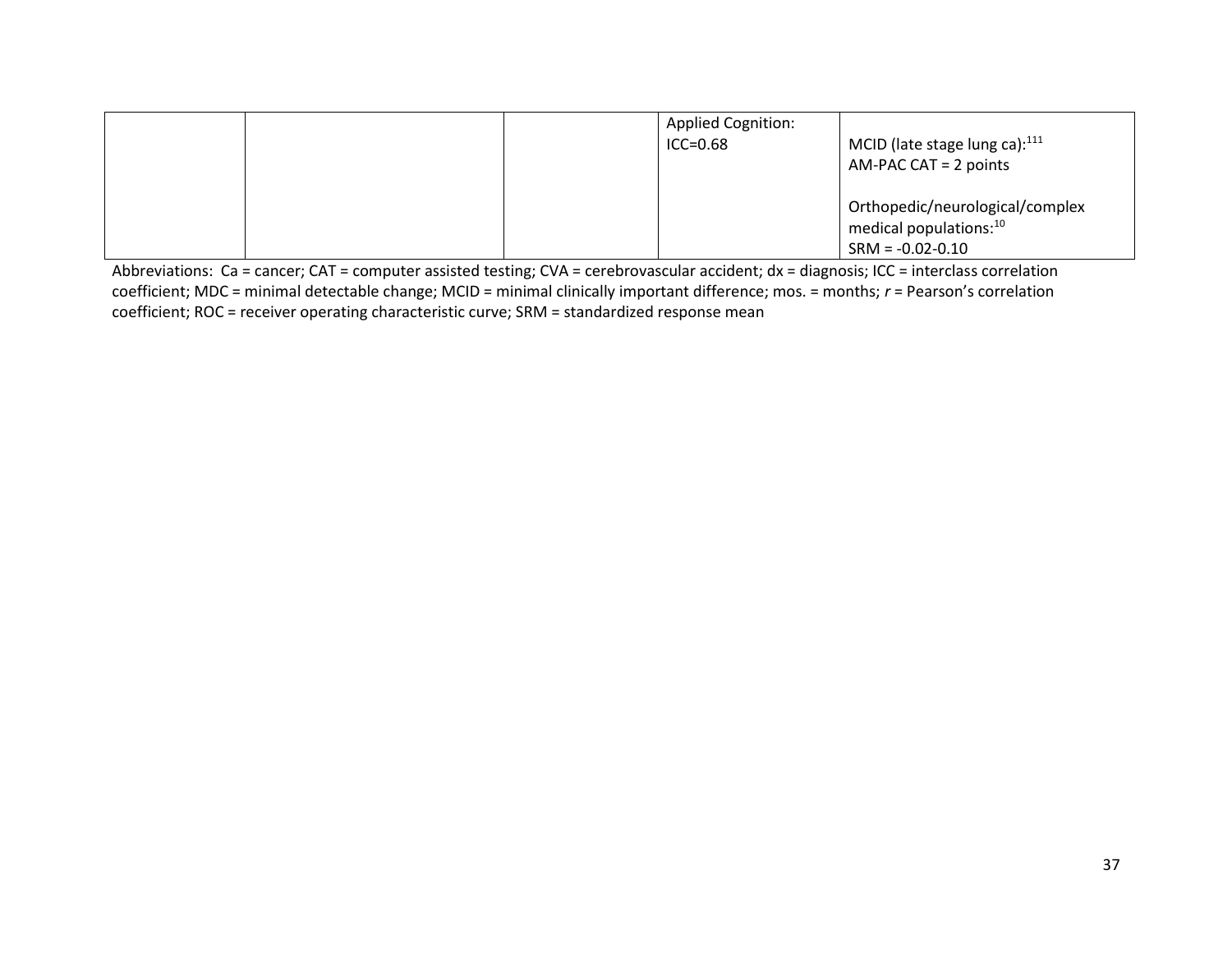| | | | | |
|---|---|---|---|---|
| | | | Applied Cognition:<br>ICC=0.68 | MCID (late stage lung ca):[111]<br>AM-PAC CAT = 2 points<br><br>Orthopedic/neurological/complex medical populations:[10]<br>SRM = -0.02-0.10 |

Abbreviations: Ca = cancer; CAT = computer assisted testing; CVA = cerebrovascular accident; dx = diagnosis; ICC = interclass correlation coefficient; MDC = minimal detectable change; MCID = minimal clinically important difference; mos. = months; *r* = Pearson's correlation coefficient; ROC = receiver operating characteristic curve; SRM = standardized response mean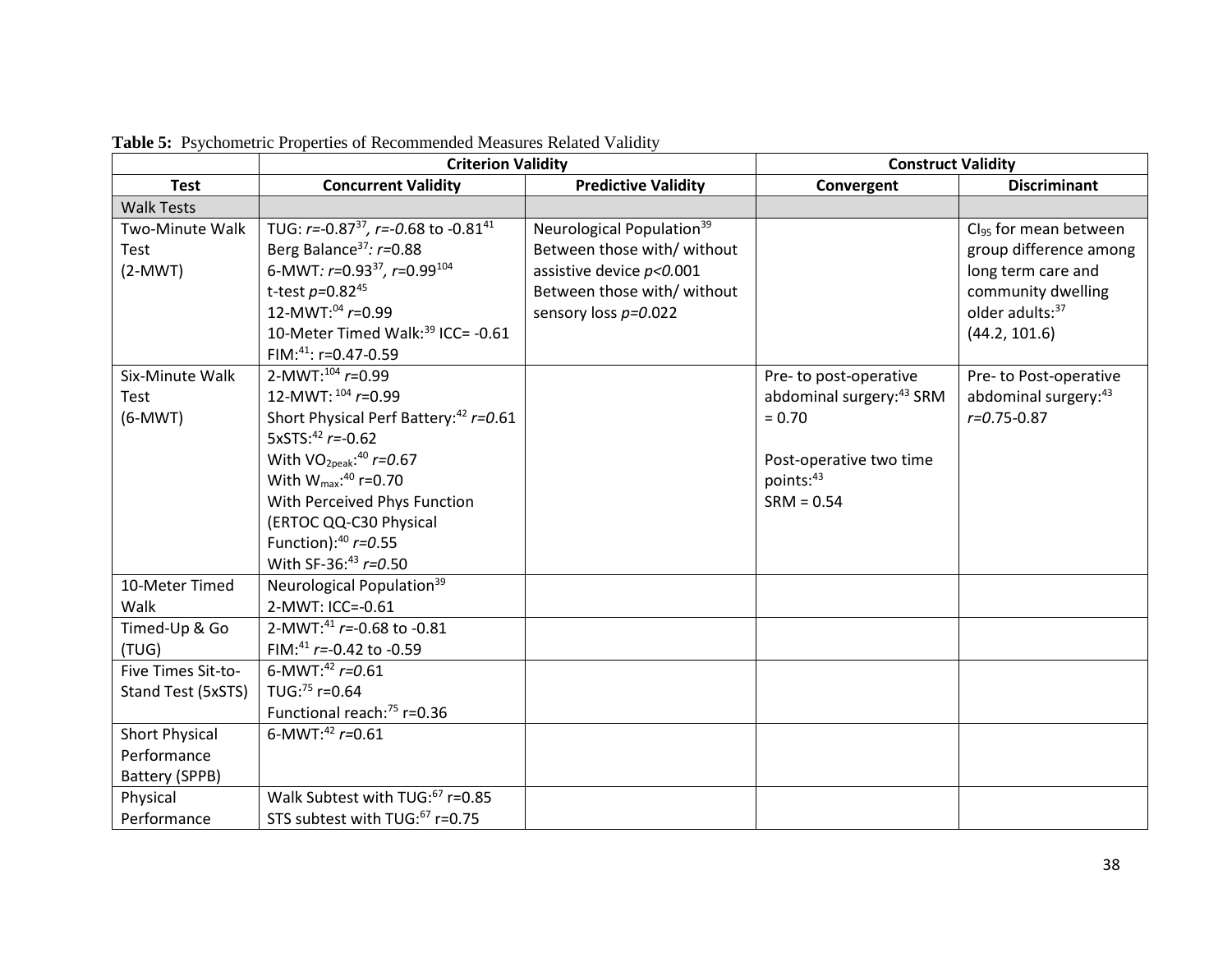**Table 5:** Psychometric Properties of Recommended Measures Related Validity

| | Criterion Validity | | Construct Validity | |
|---|---|---|---|---|
| **Test** | **Concurrent Validity** | **Predictive Validity** | **Convergent** | **Discriminant** |
| Walk Tests | | | | |
| Two-Minute Walk Test (2-MWT) | TUG: *r*=-0.87[37], *r=-0.*68 to -0.81[41]<br>Berg Balance[37]*: r*=0.88<br>6-MWT*: r*=0.93[37]*, r*=0.99[104]<br>t-test *p*=0.82[45]<br>12-MWT:[04] *r*=0.99<br>10-Meter Timed Walk:[39] ICC= -0.61<br>FIM:[41]: r=0.47-0.59 | Neurological Population[39]<br>Between those with/ without assistive device *p<0.*001<br>Between those with/ without sensory loss *p=0.*022 | | $CI_{95}$ for mean between group difference among long term care and community dwelling older adults:[37]<br>(44.2, 101.6) |
| Six-Minute Walk Test (6-MWT) | 2-MWT:[104] *r*=0.99<br>12-MWT: [104] *r*=0.99<br>Short Physical Perf Battery:[42] *r=0.*61<br>5xSTS:[42] *r*=-0.62<br>With $VO_{2peak}$:[40] *r=0.*67<br>With $W_{max}$:[40] r=0.70<br>With Perceived Phys Function (ERTOC QQ-C30 Physical Function):[40] *r=0.*55<br>With SF-36:[43] *r=0.*50 | | Pre- to post-operative abdominal surgery:[43] SRM = 0.70<br><br>Post-operative two time points:[43]<br>SRM = 0.54 | Pre- to Post-operative abdominal surgery:[43]<br>*r=0.*75-0.87 |
| 10-Meter Timed Walk | Neurological Population[39]<br>2-MWT: ICC=-0.61 | | | |
| Timed-Up & Go (TUG) | 2-MWT:[41] *r*=-0.68 to -0.81<br>FIM:[41] *r*=-0.42 to -0.59 | | | |
| Five Times Sit-to-Stand Test (5xSTS) | 6-MWT:[42] *r=0.*61<br>TUG:[75] r=0.64<br>Functional reach:[75] r=0.36 | | | |
| Short Physical Performance Battery (SPPB) | 6-MWT:[42] *r*=0.61 | | | |
| Physical Performance | Walk Subtest with TUG:[67] r=0.85<br>STS subtest with TUG:[67] r=0.75 | | | |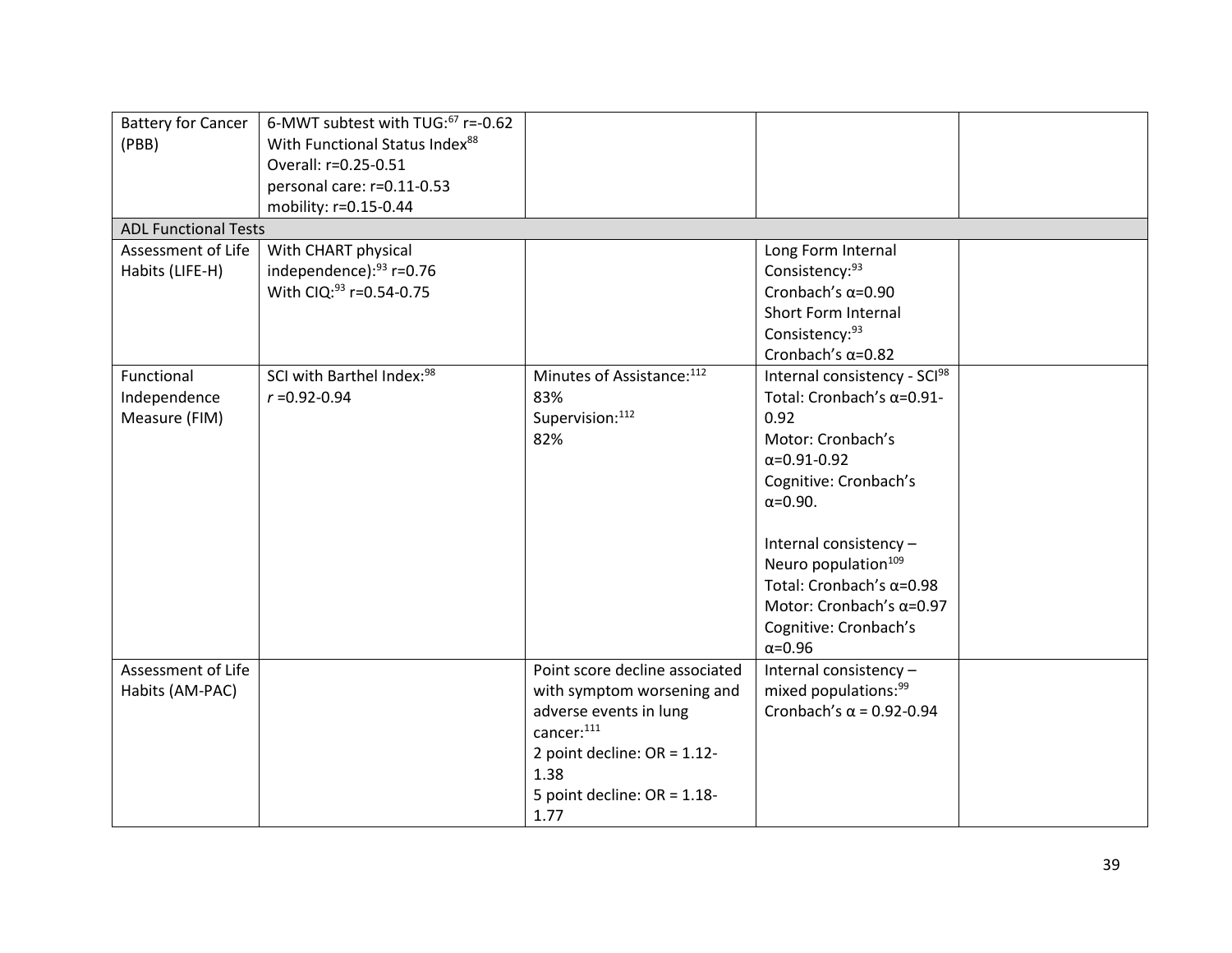| | | | | |
|---|---|---|---|---|
| Battery for Cancer (PBB) | 6-MWT subtest with TUG:[67] r=-0.62<br>With Functional Status Index[88]<br>Overall: r=0.25-0.51<br>personal care: r=0.11-0.53<br>mobility: r=0.15-0.44 | | | |
| ADL Functional Tests | | | | |
| Assessment of Life Habits (LIFE-H) | With CHART physical independence):[93] r=0.76<br>With CIQ:[93] r=0.54-0.75 | | Long Form Internal Consistency:[93]<br>Cronbach's α=0.90<br>Short Form Internal Consistency:[93]<br>Cronbach's α=0.82 | |
| Functional Independence Measure (FIM) | SCI with Barthel Index:[98]<br>*r* =0.92-0.94 | Minutes of Assistance:[112]<br>83%<br>Supervision:[112]<br>82% | Internal consistency - SCI[98]<br>Total: Cronbach's α=0.91-0.92<br>Motor: Cronbach's α=0.91-0.92<br>Cognitive: Cronbach's α=0.90.<br><br>Internal consistency – Neuro population[109]<br>Total: Cronbach's α=0.98<br>Motor: Cronbach's α=0.97<br>Cognitive: Cronbach's α=0.96 | |
| Assessment of Life Habits (AM-PAC) | | Point score decline associated with symptom worsening and adverse events in lung cancer:[111]<br>2 point decline: OR = 1.12-1.38<br>5 point decline: OR = 1.18-1.77 | Internal consistency – mixed populations:[99]<br>Cronbach's α = 0.92-0.94 | |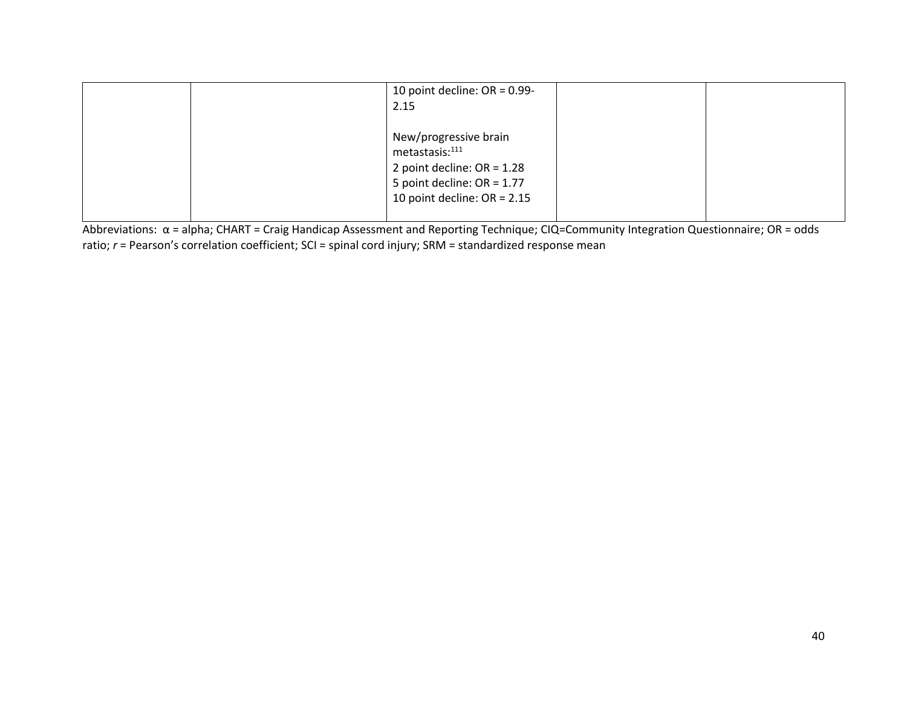| | | | | |
|---|---|---|---|---|
| | | 10 point decline: OR = 0.99-2.15<br><br>New/progressive brain metastasis:[111]<br>2 point decline: OR = 1.28<br>5 point decline: OR = 1.77<br>10 point decline: OR = 2.15 | | |

Abbreviations: α = alpha; CHART = Craig Handicap Assessment and Reporting Technique; CIQ=Community Integration Questionnaire; OR = odds ratio; *r* = Pearson's correlation coefficient; SCI = spinal cord injury; SRM = standardized response mean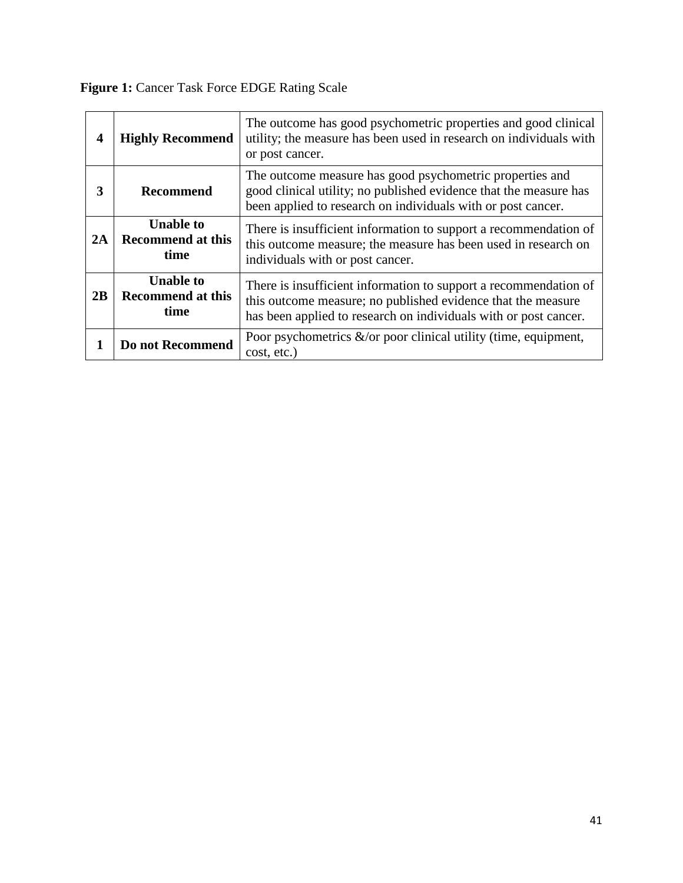**Figure 1:** Cancer Task Force EDGE Rating Scale

| | | |
|---|---|---|
| **4** | **Highly Recommend** | The outcome has good psychometric properties and good clinical utility; the measure has been used in research on individuals with or post cancer. |
| **3** | **Recommend** | The outcome measure has good psychometric properties and good clinical utility; no published evidence that the measure has been applied to research on individuals with or post cancer. |
| **2A** | **Unable to Recommend at this time** | There is insufficient information to support a recommendation of this outcome measure; the measure has been used in research on individuals with or post cancer. |
| **2B** | **Unable to Recommend at this time** | There is insufficient information to support a recommendation of this outcome measure; no published evidence that the measure has been applied to research on individuals with or post cancer. |
| **1** | **Do not Recommend** | Poor psychometrics &/or poor clinical utility (time, equipment, cost, etc.) |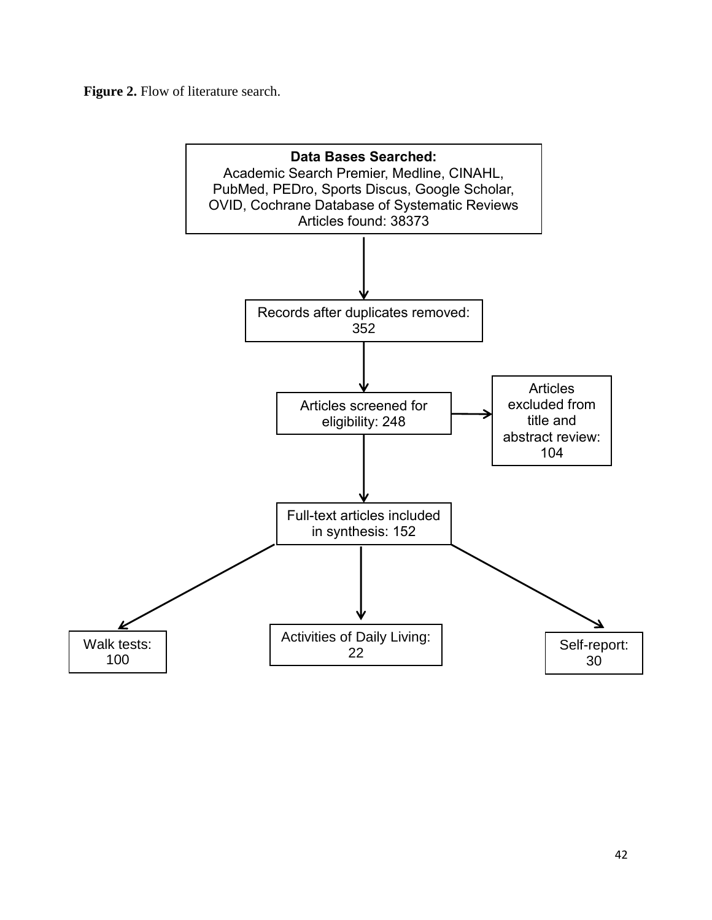**Figure 2.** Flow of literature search.

**Data Bases Searched:**
Academic Search Premier, Medline, CINAHL, PubMed, PEDro, Sports Discus, Google Scholar, OVID, Cochrane Database of Systematic Reviews
Articles found: 38373

↓

Records after duplicates removed: 352

↓

Articles screened for eligibility: 248 → Articles excluded from title and abstract review: 104

↓

Full-text articles included in synthesis: 152

↓

Walk tests: 100 | Activities of Daily Living: 22 | Self-report: 30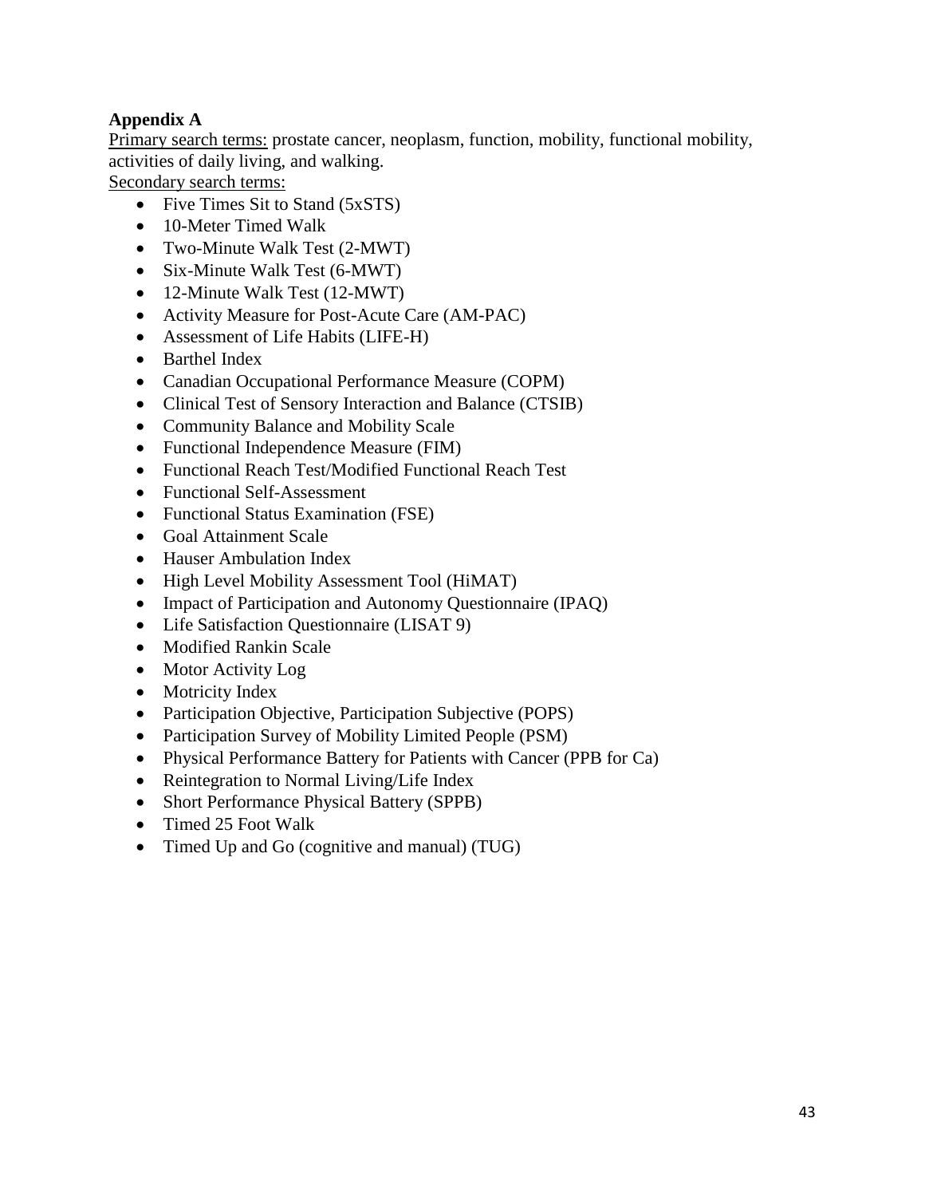**Appendix A**

Primary search terms: prostate cancer, neoplasm, function, mobility, functional mobility, activities of daily living, and walking.

Secondary search terms:

- Five Times Sit to Stand (5xSTS)
- 10-Meter Timed Walk
- Two-Minute Walk Test (2-MWT)
- Six-Minute Walk Test (6-MWT)
- 12-Minute Walk Test (12-MWT)
- Activity Measure for Post-Acute Care (AM-PAC)
- Assessment of Life Habits (LIFE-H)
- Barthel Index
- Canadian Occupational Performance Measure (COPM)
- Clinical Test of Sensory Interaction and Balance (CTSIB)
- Community Balance and Mobility Scale
- Functional Independence Measure (FIM)
- Functional Reach Test/Modified Functional Reach Test
- Functional Self-Assessment
- Functional Status Examination (FSE)
- Goal Attainment Scale
- Hauser Ambulation Index
- High Level Mobility Assessment Tool (HiMAT)
- Impact of Participation and Autonomy Questionnaire (IPAQ)
- Life Satisfaction Questionnaire (LISAT 9)
- Modified Rankin Scale
- Motor Activity Log
- Motricity Index
- Participation Objective, Participation Subjective (POPS)
- Participation Survey of Mobility Limited People (PSM)
- Physical Performance Battery for Patients with Cancer (PPB for Ca)
- Reintegration to Normal Living/Life Index
- Short Performance Physical Battery (SPPB)
- Timed 25 Foot Walk
- Timed Up and Go (cognitive and manual) (TUG)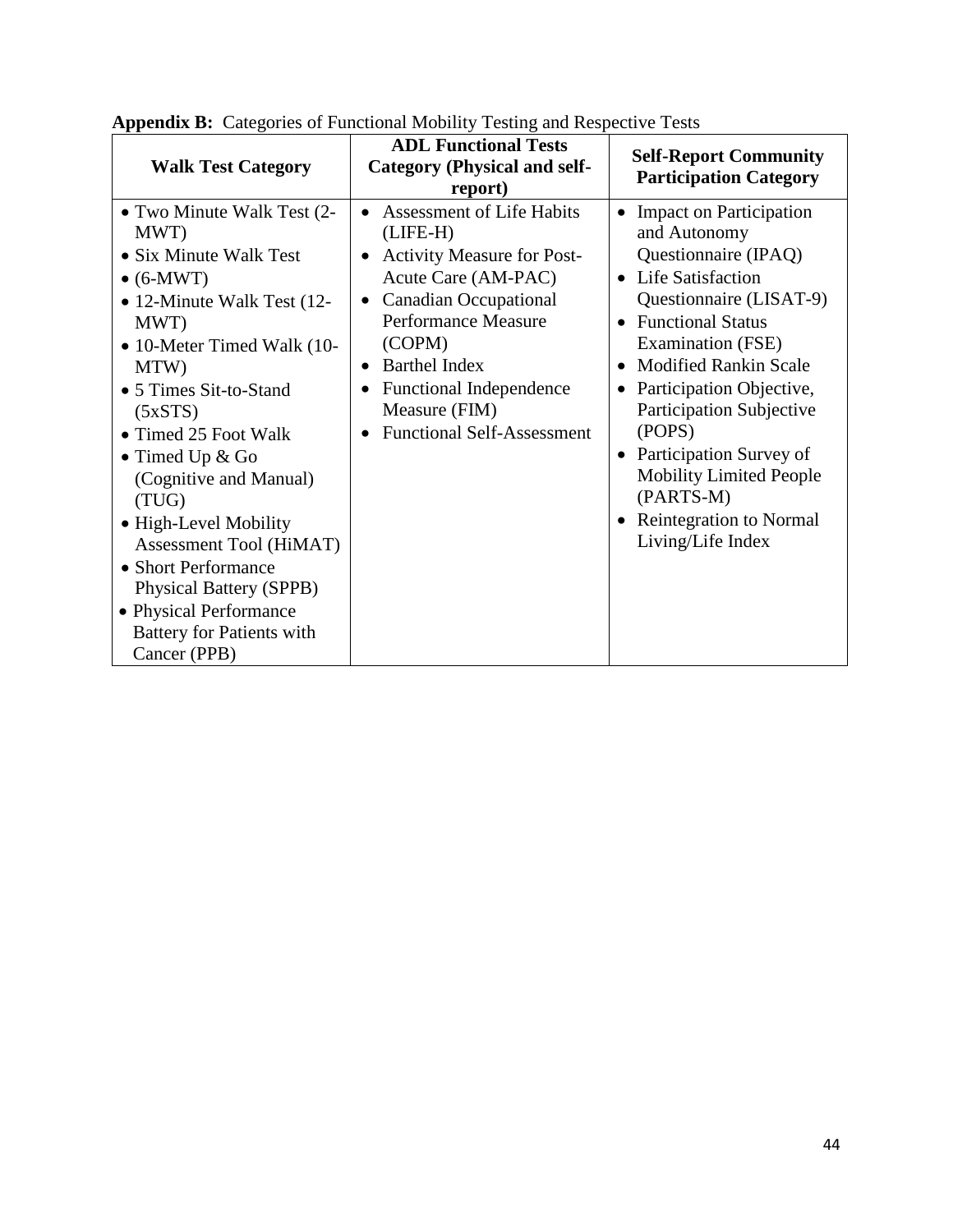**Appendix B:** Categories of Functional Mobility Testing and Respective Tests

| Walk Test Category | ADL Functional Tests Category (Physical and self-report) | Self-Report Community Participation Category |
| --- | --- | --- |
| • Two Minute Walk Test (2-MWT)<br>• Six Minute Walk Test<br>• (6-MWT)<br>• 12-Minute Walk Test (12-MWT)<br>• 10-Meter Timed Walk (10-MTW)<br>• 5 Times Sit-to-Stand (5xSTS)<br>• Timed 25 Foot Walk<br>• Timed Up & Go (Cognitive and Manual) (TUG)<br>• High-Level Mobility Assessment Tool (HiMAT)<br>• Short Performance Physical Battery (SPPB)<br>• Physical Performance Battery for Patients with Cancer (PPB) | • Assessment of Life Habits (LIFE-H)<br>• Activity Measure for Post-Acute Care (AM-PAC)<br>• Canadian Occupational Performance Measure (COPM)<br>• Barthel Index<br>• Functional Independence Measure (FIM)<br>• Functional Self-Assessment | • Impact on Participation and Autonomy Questionnaire (IPAQ)<br>• Life Satisfaction Questionnaire (LISAT-9)<br>• Functional Status Examination (FSE)<br>• Modified Rankin Scale<br>• Participation Objective, Participation Subjective (POPS)<br>• Participation Survey of Mobility Limited People (PARTS-M)<br>• Reintegration to Normal Living/Life Index |